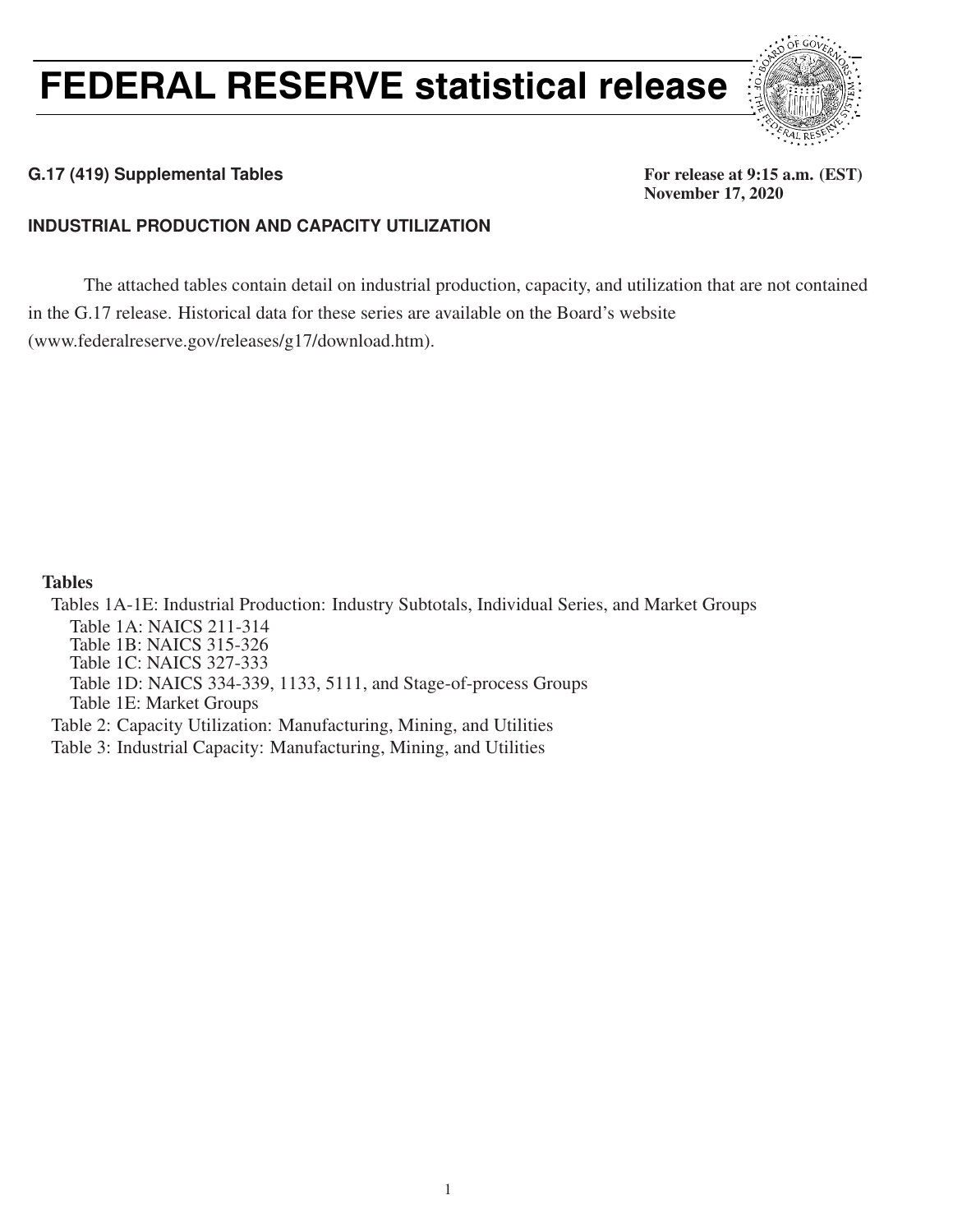# FEDERAL RESERVE statistical release

**G.17 (419) Supplemental Tables**

**For release at 9:15 a.m. (EST)**
**November 17, 2020**

## INDUSTRIAL PRODUCTION AND CAPACITY UTILIZATION

The attached tables contain detail on industrial production, capacity, and utilization that are not contained in the G.17 release. Historical data for these series are available on the Board's website (www.federalreserve.gov/releases/g17/download.htm).

**Tables**

- Tables 1A-1E: Industrial Production: Industry Subtotals, Individual Series, and Market Groups
  - Table 1A: NAICS 211-314
  - Table 1B: NAICS 315-326
  - Table 1C: NAICS 327-333
  - Table 1D: NAICS 334-339, 1133, 5111, and Stage-of-process Groups
  - Table 1E: Market Groups
- Table 2: Capacity Utilization: Manufacturing, Mining, and Utilities
- Table 3: Industrial Capacity: Manufacturing, Mining, and Utilities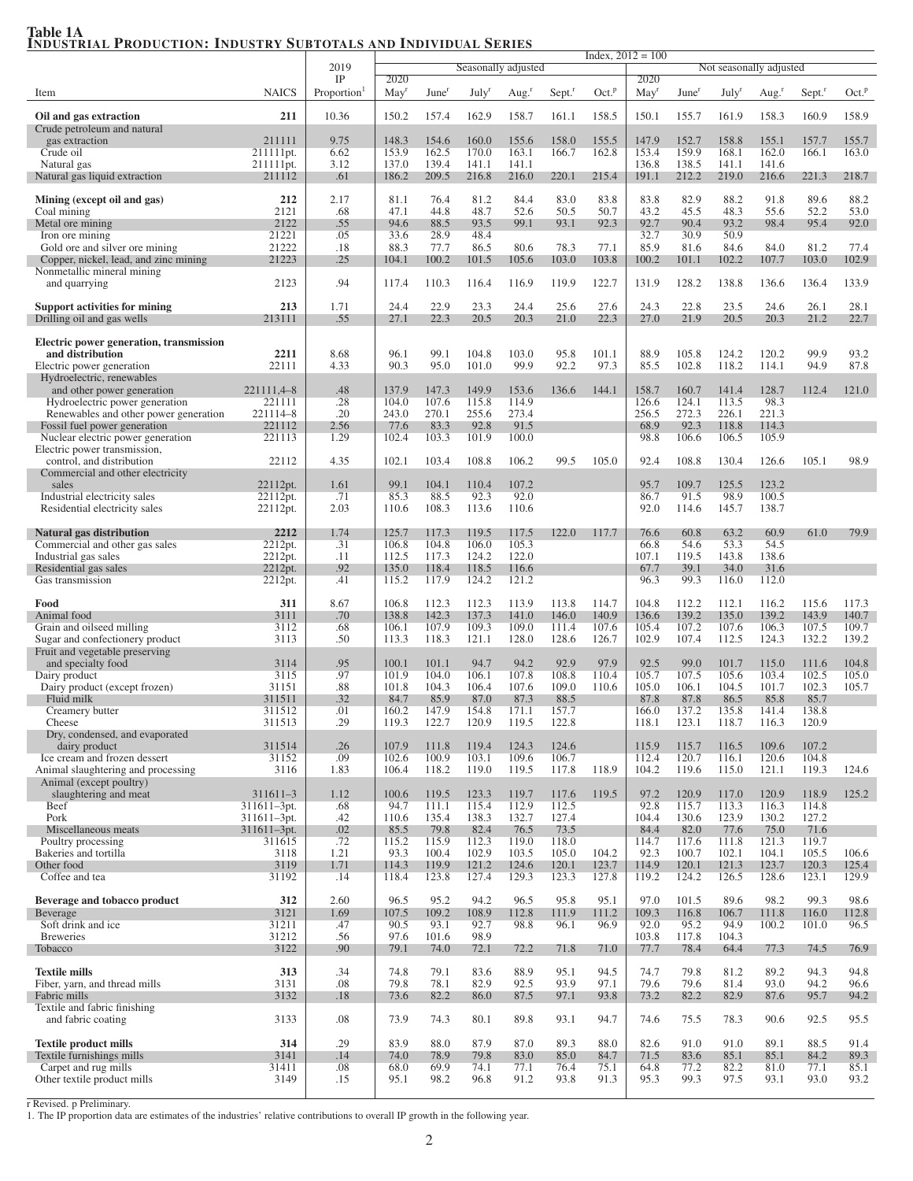**Table 1A**
**Industrial Production: Industry Subtotals and Individual Series**

Index, 2012 = 100

| Item | NAICS | 2019 IP Proportion[1] | Seasonally adjusted 2020 May[r] | June[r] | July[r] | Aug.[r] | Sept.[r] | Oct.[p] | Not seasonally adjusted 2020 May[r] | June[r] | July[r] | Aug.[r] | Sept.[r] | Oct.[p] |
|---|---|---|---|---|---|---|---|---|---|---|---|---|---|---|
| **Oil and gas extraction** | **211** | 10.36 | 150.2 | 157.4 | 162.9 | 158.7 | 161.1 | 158.5 | 150.1 | 155.7 | 161.9 | 158.3 | 160.9 | 158.9 |
| Crude petroleum and natural gas extraction | 211111 | 9.75 | 148.3 | 154.6 | 160.0 | 155.6 | 158.0 | 155.5 | 147.9 | 152.7 | 158.8 | 155.1 | 157.7 | 155.7 |
| Crude oil | 211111pt. | 6.62 | 153.9 | 162.5 | 170.0 | 163.1 | 166.7 | 162.8 | 153.4 | 159.9 | 168.1 | 162.0 | 166.1 | 163.0 |
| Natural gas | 211111pt. | 3.12 | 137.0 | 139.4 | 141.1 | 141.1 | | | 136.8 | 138.5 | 141.1 | 141.6 | | |
| Natural gas liquid extraction | 211112 | .61 | 186.2 | 209.5 | 216.8 | 216.0 | 220.1 | 215.4 | 191.1 | 212.2 | 219.0 | 216.6 | 221.3 | 218.7 |
| **Mining (except oil and gas)** | **212** | 2.17 | 81.1 | 76.4 | 81.2 | 84.4 | 83.0 | 83.8 | 83.8 | 82.9 | 88.2 | 91.8 | 89.6 | 88.2 |
| Coal mining | 2121 | .68 | 47.1 | 44.8 | 48.7 | 52.6 | 50.5 | 50.7 | 43.2 | 45.5 | 48.3 | 55.6 | 52.2 | 53.0 |
| Metal ore mining | 2122 | .55 | 94.6 | 88.5 | 93.5 | 99.1 | 93.1 | 92.3 | 92.7 | 90.4 | 93.2 | 98.4 | 95.4 | 92.0 |
| Iron ore mining | 21221 | .05 | 33.6 | 28.9 | 48.4 | | | | 32.7 | 30.9 | 50.9 | | | |
| Gold ore and silver ore mining | 21222 | .18 | 88.3 | 77.7 | 86.5 | 80.6 | 78.3 | 77.1 | 85.9 | 81.6 | 84.6 | 84.0 | 81.2 | 77.4 |
| Copper, nickel, lead, and zinc mining | 21223 | .25 | 104.1 | 100.2 | 101.5 | 105.6 | 103.0 | 103.8 | 100.2 | 101.1 | 102.2 | 107.7 | 103.0 | 102.9 |
| Nonmetallic mineral mining and quarrying | 2123 | .94 | 117.4 | 110.3 | 116.4 | 116.9 | 119.9 | 122.7 | 131.9 | 128.2 | 138.8 | 136.6 | 136.4 | 133.9 |
| **Support activities for mining** | **213** | 1.71 | 24.4 | 22.9 | 23.3 | 24.4 | 25.6 | 27.6 | 24.3 | 22.8 | 23.5 | 24.6 | 26.1 | 28.1 |
| Drilling oil and gas wells | 213111 | .55 | 27.1 | 22.3 | 20.5 | 20.3 | 21.0 | 22.3 | 27.0 | 21.9 | 20.5 | 20.3 | 21.2 | 22.7 |
| **Electric power generation, transmission and distribution** | **2211** | 8.68 | 96.1 | 99.1 | 104.8 | 103.0 | 95.8 | 101.1 | 88.9 | 105.8 | 124.2 | 120.2 | 99.9 | 93.2 |
| Electric power generation | 22111 | 4.33 | 90.3 | 95.0 | 101.0 | 99.9 | 92.2 | 97.3 | 85.5 | 102.8 | 118.2 | 114.1 | 94.9 | 87.8 |
| Hydroelectric, renewables and other power generation | 221111,4–8 | .48 | 137.9 | 147.3 | 149.9 | 153.6 | 136.6 | 144.1 | 158.7 | 160.7 | 141.4 | 128.7 | 112.4 | 121.0 |
| Hydroelectric power generation | 221111 | .28 | 104.0 | 107.6 | 115.8 | 114.9 | | | 126.6 | 124.1 | 113.5 | 98.3 | | |
| Renewables and other power generation | 221114–8 | .20 | 243.0 | 270.1 | 255.6 | 273.4 | | | 256.5 | 272.3 | 226.1 | 221.3 | | |
| Fossil fuel power generation | 221112 | 2.56 | 77.6 | 83.3 | 92.8 | 91.5 | | | 68.9 | 92.3 | 118.8 | 114.3 | | |
| Nuclear electric power generation | 221113 | 1.29 | 102.4 | 103.3 | 101.9 | 100.0 | | | 98.8 | 106.6 | 106.5 | 105.9 | | |
| Electric power transmission, control, and distribution | 22112 | 4.35 | 102.1 | 103.4 | 108.8 | 106.2 | 99.5 | 105.0 | 92.4 | 108.8 | 130.4 | 126.6 | 105.1 | 98.9 |
| Commercial and other electricity sales | 22112pt. | 1.61 | 99.1 | 104.1 | 110.4 | 107.2 | | | 95.7 | 109.7 | 125.5 | 123.2 | | |
| Industrial electricity sales | 22112pt. | .71 | 85.3 | 88.5 | 92.3 | 92.0 | | | 86.7 | 91.5 | 98.9 | 100.5 | | |
| Residential electricity sales | 22112pt. | 2.03 | 110.6 | 108.3 | 113.6 | 110.6 | | | 92.0 | 114.6 | 145.7 | 138.7 | | |
| **Natural gas distribution** | **2212** | 1.74 | 125.7 | 117.3 | 119.5 | 117.5 | 122.0 | 117.7 | 76.6 | 60.8 | 63.2 | 60.9 | 61.0 | 79.9 |
| Commercial and other gas sales | 2212pt. | .31 | 106.8 | 104.8 | 106.0 | 105.3 | | | 66.8 | 54.6 | 53.3 | 54.5 | | |
| Industrial gas sales | 2212pt. | .11 | 112.5 | 117.3 | 124.2 | 122.0 | | | 107.1 | 119.5 | 143.8 | 138.6 | | |
| Residential gas sales | 2212pt. | .92 | 135.0 | 118.4 | 118.5 | 116.6 | | | 67.7 | 39.1 | 34.0 | 31.6 | | |
| Gas transmission | 2212pt. | .41 | 115.2 | 117.9 | 124.2 | 121.2 | | | 96.3 | 99.3 | 116.0 | 112.0 | | |
| **Food** | **311** | 8.67 | 106.8 | 112.3 | 112.3 | 113.9 | 113.8 | 114.7 | 104.8 | 112.2 | 112.1 | 116.2 | 115.6 | 117.3 |
| Animal food | 3111 | .70 | 138.8 | 142.3 | 137.3 | 141.0 | 146.0 | 140.9 | 136.6 | 139.2 | 135.0 | 139.2 | 143.9 | 140.7 |
| Grain and oilseed milling | 3112 | .68 | 106.1 | 107.9 | 109.3 | 109.0 | 111.4 | 107.6 | 105.4 | 107.2 | 107.6 | 106.3 | 107.5 | 109.7 |
| Sugar and confectionery product | 3113 | .50 | 113.3 | 118.3 | 121.1 | 128.0 | 128.6 | 126.7 | 102.9 | 107.4 | 112.5 | 124.3 | 132.2 | 139.2 |
| Fruit and vegetable preserving and specialty food | 3114 | .95 | 100.1 | 101.1 | 94.7 | 94.2 | 92.9 | 97.9 | 92.5 | 99.0 | 101.7 | 115.0 | 111.6 | 104.8 |
| Dairy product | 3115 | .97 | 101.9 | 104.0 | 106.1 | 107.8 | 108.8 | 110.4 | 105.7 | 107.5 | 105.6 | 103.4 | 102.5 | 105.0 |
| Dairy product (except frozen) | 31151 | .88 | 101.8 | 104.3 | 106.4 | 107.6 | 109.0 | 110.6 | 105.0 | 106.1 | 104.5 | 101.7 | 102.3 | 105.7 |
| Fluid milk | 311511 | .32 | 84.7 | 85.9 | 87.0 | 87.3 | 88.5 | | 87.8 | 87.8 | 86.5 | 85.8 | 85.7 | |
| Creamery butter | 311512 | .01 | 160.2 | 147.9 | 154.8 | 171.1 | 157.7 | | 166.0 | 137.2 | 135.8 | 141.4 | 138.8 | |
| Cheese | 311513 | .29 | 119.3 | 122.7 | 120.9 | 119.5 | 122.8 | | 118.1 | 123.1 | 118.7 | 116.3 | 120.9 | |
| Dry, condensed, and evaporated dairy product | 311514 | .26 | 107.9 | 111.8 | 119.4 | 124.3 | 124.6 | | 115.9 | 115.7 | 116.5 | 109.6 | 107.2 | |
| Ice cream and frozen dessert | 31152 | .09 | 102.6 | 100.9 | 103.1 | 109.6 | 106.7 | | 112.4 | 120.7 | 116.1 | 120.6 | 104.8 | |
| Animal slaughtering and processing | 3116 | 1.83 | 106.4 | 118.2 | 119.0 | 119.5 | 117.8 | 118.9 | 104.2 | 119.6 | 115.0 | 121.1 | 119.3 | 124.6 |
| Animal (except poultry) slaughtering and meat | 311611–3 | 1.12 | 100.6 | 119.5 | 123.3 | 119.7 | 117.6 | 119.5 | 97.2 | 120.9 | 117.0 | 120.9 | 118.9 | 125.2 |
| Beef | 311611–3pt. | .68 | 94.7 | 111.1 | 115.4 | 112.9 | 112.5 | | 92.8 | 115.7 | 113.3 | 116.3 | 114.8 | |
| Pork | 311611–3pt. | .42 | 110.6 | 135.4 | 138.3 | 132.7 | 127.4 | | 104.4 | 130.6 | 123.9 | 130.2 | 127.2 | |
| Miscellaneous meats | 311611–3pt. | .02 | 85.5 | 79.8 | 82.4 | 76.5 | 73.5 | | 84.4 | 82.0 | 77.6 | 75.0 | 71.6 | |
| Poultry processing | 311615 | .72 | 115.2 | 115.9 | 112.3 | 119.0 | 118.0 | | 114.7 | 117.6 | 111.8 | 121.3 | 119.7 | |
| Bakeries and tortilla | 3118 | 1.21 | 93.3 | 100.4 | 102.9 | 103.5 | 105.0 | 104.2 | 92.3 | 100.7 | 102.1 | 104.1 | 105.5 | 106.6 |
| Other food | 3119 | 1.71 | 114.3 | 119.9 | 121.2 | 124.6 | 120.1 | 123.7 | 114.9 | 120.1 | 121.3 | 123.7 | 120.3 | 125.4 |
| Coffee and tea | 31192 | .14 | 118.4 | 123.8 | 127.4 | 129.3 | 123.3 | 127.8 | 119.2 | 124.2 | 126.5 | 128.6 | 123.1 | 129.9 |
| **Beverage and tobacco product** | **312** | 2.60 | 96.5 | 95.2 | 94.2 | 96.5 | 95.8 | 95.1 | 97.0 | 101.5 | 89.6 | 98.2 | 99.3 | 98.6 |
| Beverage | 3121 | 1.69 | 107.5 | 109.2 | 108.9 | 112.8 | 111.9 | 111.2 | 109.3 | 116.8 | 106.7 | 111.8 | 116.0 | 112.8 |
| Soft drink and ice | 31211 | .47 | 90.5 | 93.1 | 92.7 | 98.8 | 96.1 | 96.9 | 92.0 | 95.2 | 94.9 | 100.2 | 101.0 | 96.5 |
| Breweries | 31212 | .56 | 97.6 | 101.6 | 98.9 | | | | 103.8 | 117.8 | 104.3 | | | |
| Tobacco | 3122 | .90 | 79.1 | 74.0 | 72.1 | 72.2 | 71.8 | 71.0 | 77.7 | 78.4 | 64.4 | 77.3 | 74.5 | 76.9 |
| **Textile mills** | **313** | .34 | 74.8 | 79.1 | 83.6 | 88.9 | 95.1 | 94.5 | 74.7 | 79.8 | 81.2 | 89.2 | 94.3 | 94.8 |
| Fiber, yarn, and thread mills | 3131 | .08 | 79.8 | 78.1 | 82.9 | 92.5 | 93.9 | 97.1 | 79.6 | 79.6 | 81.4 | 93.0 | 94.2 | 96.6 |
| Fabric mills | 3132 | .18 | 73.6 | 82.2 | 86.0 | 87.5 | 97.1 | 93.8 | 73.2 | 82.2 | 82.9 | 87.6 | 95.7 | 94.2 |
| Textile and fabric finishing and fabric coating | 3133 | .08 | 73.9 | 74.3 | 80.1 | 89.8 | 93.1 | 94.7 | 74.6 | 75.5 | 78.3 | 90.6 | 92.5 | 95.5 |
| **Textile product mills** | **314** | .29 | 83.9 | 88.0 | 87.9 | 87.0 | 89.3 | 88.0 | 82.6 | 91.0 | 91.0 | 89.1 | 88.5 | 91.4 |
| Textile furnishings mills | 3141 | .14 | 74.0 | 78.9 | 79.8 | 83.0 | 85.0 | 84.7 | 71.5 | 83.6 | 85.1 | 85.1 | 84.2 | 89.3 |
| Carpet and rug mills | 31411 | .08 | 68.0 | 69.9 | 74.1 | 77.1 | 76.4 | 75.1 | 64.8 | 77.2 | 82.2 | 81.0 | 77.1 | 85.1 |
| Other textile product mills | 3149 | .15 | 95.1 | 98.2 | 96.8 | 91.2 | 93.8 | 91.3 | 95.3 | 99.3 | 97.5 | 93.1 | 93.0 | 93.2 |

r Revised. p Preliminary.

1. The IP proportion data are estimates of the industries' relative contributions to overall IP growth in the following year.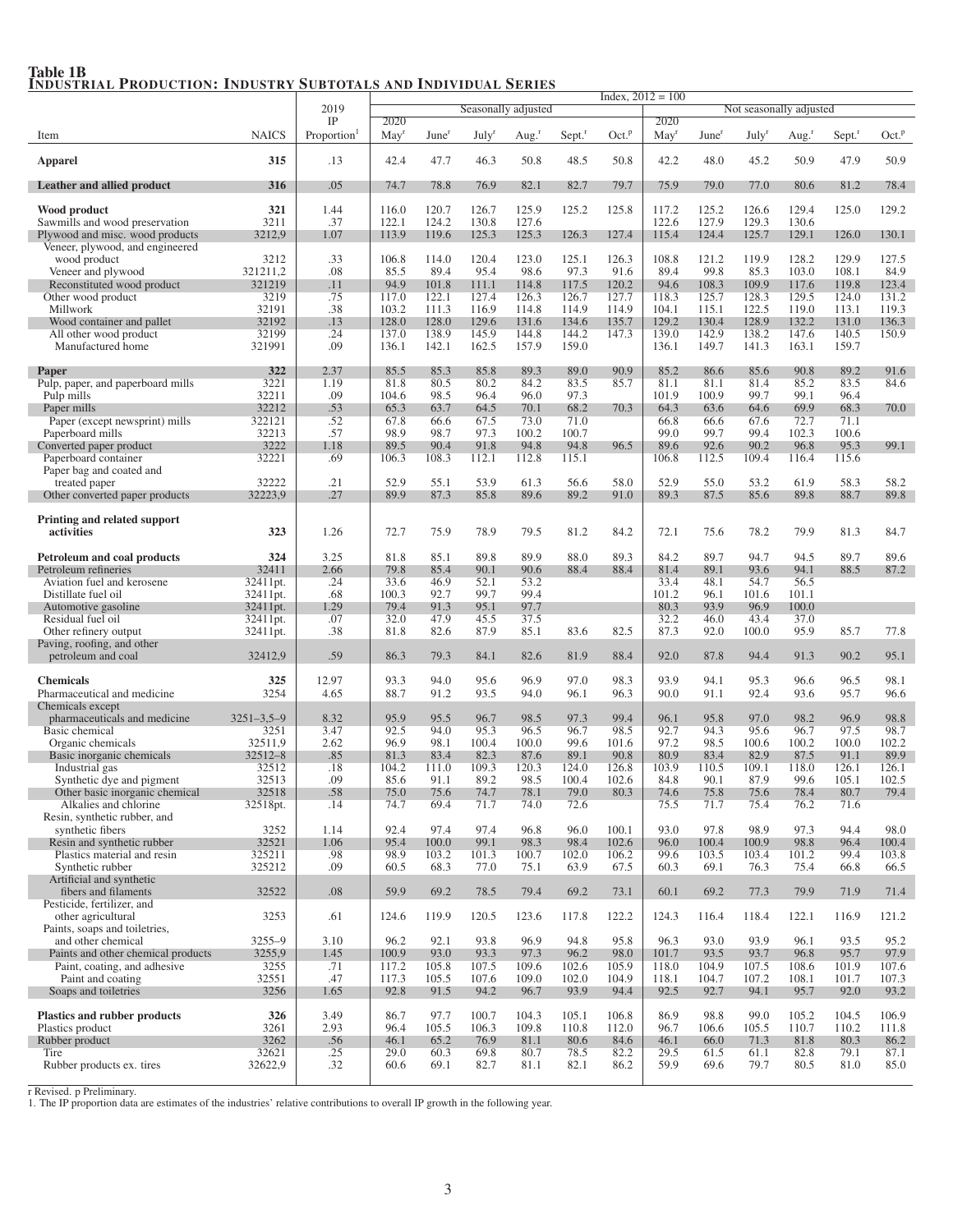# Table 1B
## Industrial Production: Industry Subtotals and Individual Series

Index, 2012 = 100

| Item | NAICS | 2019 IP Proportion[1] | Seasonally adjusted 2020 May[r] | June[r] | July[r] | Aug.[r] | Sept.[r] | Oct.[p] | Not seasonally adjusted 2020 May[r] | June[r] | July[r] | Aug.[r] | Sept.[r] | Oct.[p] |
|---|---|---|---|---|---|---|---|---|---|---|---|---|---|---|
| **Apparel** | **315** | .13 | 42.4 | 47.7 | 46.3 | 50.8 | 48.5 | 50.8 | 42.2 | 48.0 | 45.2 | 50.9 | 47.9 | 50.9 |
| **Leather and allied product** | **316** | .05 | 74.7 | 78.8 | 76.9 | 82.1 | 82.7 | 79.7 | 75.9 | 79.0 | 77.0 | 80.6 | 81.2 | 78.4 |
| **Wood product** | **321** | 1.44 | 116.0 | 120.7 | 126.7 | 125.9 | 125.2 | 125.8 | 117.2 | 125.2 | 126.6 | 129.4 | 125.0 | 129.2 |
| Sawmills and wood preservation | 3211 | .37 | 122.1 | 124.2 | 130.8 | 127.6 | | | 122.6 | 127.9 | 129.3 | 130.6 | | |
| Plywood and misc. wood products | 3212,9 | 1.07 | 113.9 | 119.6 | 125.3 | 125.3 | 126.3 | 127.4 | 115.4 | 124.4 | 125.7 | 129.1 | 126.0 | 130.1 |
| Veneer, plywood, and engineered wood product | 3212 | .33 | 106.8 | 114.0 | 120.4 | 123.0 | 125.1 | 126.3 | 108.8 | 121.2 | 119.9 | 128.2 | 129.9 | 127.5 |
| Veneer and plywood | 321211,2 | .08 | 85.5 | 89.4 | 95.4 | 98.6 | 97.3 | 91.6 | 89.4 | 99.8 | 85.3 | 103.0 | 108.1 | 84.9 |
| Reconstituted wood product | 321219 | .11 | 94.9 | 101.8 | 111.1 | 114.8 | 117.5 | 120.2 | 94.6 | 108.3 | 109.9 | 117.6 | 119.8 | 123.4 |
| Other wood product | 3219 | .75 | 117.0 | 122.1 | 127.4 | 126.3 | 126.7 | 127.7 | 118.3 | 125.7 | 128.3 | 129.5 | 124.0 | 131.2 |
| Millwork | 32191 | .38 | 103.2 | 111.3 | 116.9 | 114.8 | 114.9 | 114.9 | 104.1 | 115.1 | 122.5 | 119.0 | 113.1 | 119.3 |
| Wood container and pallet | 32192 | .13 | 128.0 | 128.0 | 129.6 | 131.6 | 134.6 | 135.7 | 129.2 | 130.4 | 128.9 | 132.2 | 131.0 | 136.3 |
| All other wood product | 32199 | .24 | 137.0 | 138.9 | 145.9 | 144.8 | 144.2 | 147.3 | 139.0 | 142.9 | 138.2 | 147.6 | 140.5 | 150.9 |
| Manufactured home | 321991 | .09 | 136.1 | 142.1 | 162.5 | 157.9 | 159.0 | | 136.1 | 149.7 | 141.3 | 163.1 | 159.7 | |
| **Paper** | **322** | 2.37 | 85.5 | 85.3 | 85.8 | 89.3 | 89.0 | 90.9 | 85.2 | 86.6 | 85.6 | 90.8 | 89.2 | 91.6 |
| Pulp, paper, and paperboard mills | 3221 | 1.19 | 81.8 | 80.5 | 80.2 | 84.2 | 83.5 | 85.7 | 81.1 | 81.1 | 81.4 | 85.2 | 83.5 | 84.6 |
| Pulp mills | 32211 | .09 | 104.6 | 98.5 | 96.4 | 96.0 | 97.3 | | 101.9 | 100.9 | 99.7 | 99.1 | 96.4 | |
| Paper mills | 32212 | .53 | 65.3 | 63.7 | 64.5 | 70.1 | 68.2 | 70.3 | 64.3 | 63.6 | 64.6 | 69.9 | 68.3 | 70.0 |
| Paper (except newsprint) mills | 322121 | .52 | 67.8 | 66.6 | 67.5 | 73.0 | 71.0 | | 66.8 | 66.6 | 67.6 | 72.7 | 71.1 | |
| Paperboard mills | 32213 | .57 | 98.9 | 98.7 | 97.3 | 100.2 | 100.7 | | 99.0 | 99.7 | 99.4 | 102.3 | 100.6 | |
| Converted paper product | 3222 | 1.18 | 89.5 | 90.4 | 91.8 | 94.8 | 94.8 | 96.5 | 89.6 | 92.6 | 90.2 | 96.8 | 95.3 | 99.1 |
| Paperboard container | 32221 | .69 | 106.3 | 108.3 | 112.1 | 112.8 | 115.1 | | 106.8 | 112.5 | 109.4 | 116.4 | 115.6 | |
| Paper bag and coated and treated paper | 32222 | .21 | 52.9 | 55.1 | 53.9 | 61.3 | 56.6 | 58.0 | 52.9 | 55.0 | 53.2 | 61.9 | 58.3 | 58.2 |
| Other converted paper products | 32223,9 | .27 | 89.9 | 87.3 | 85.8 | 89.6 | 89.2 | 91.0 | 89.3 | 87.5 | 85.6 | 89.8 | 88.7 | 89.8 |
| **Printing and related support activities** | **323** | 1.26 | 72.7 | 75.9 | 78.9 | 79.5 | 81.2 | 84.2 | 72.1 | 75.6 | 78.2 | 79.9 | 81.3 | 84.7 |
| **Petroleum and coal products** | **324** | 3.25 | 81.8 | 85.1 | 89.8 | 89.9 | 88.0 | 89.3 | 84.2 | 89.7 | 94.7 | 94.5 | 89.7 | 89.6 |
| Petroleum refineries | 32411 | 2.66 | 79.8 | 85.4 | 90.1 | 90.6 | 88.4 | 88.4 | 81.4 | 89.1 | 93.6 | 94.1 | 88.5 | 87.2 |
| Aviation fuel and kerosene | 32411pt. | .24 | 33.6 | 46.9 | 52.1 | 53.2 | | | 33.4 | 48.1 | 54.7 | 56.5 | | |
| Distillate fuel oil | 32411pt. | .68 | 100.3 | 92.7 | 99.7 | 99.4 | | | 101.2 | 96.1 | 101.6 | 101.1 | | |
| Automotive gasoline | 32411pt. | 1.29 | 79.4 | 91.3 | 95.1 | 97.7 | | | 80.3 | 93.9 | 96.9 | 100.0 | | |
| Residual fuel oil | 32411pt. | .07 | 32.0 | 47.9 | 45.5 | 37.5 | | | 32.2 | 46.0 | 43.4 | 37.0 | | |
| Other refinery output | 32411pt. | .38 | 81.8 | 82.6 | 87.9 | 85.1 | 83.6 | 82.5 | 87.3 | 92.0 | 100.0 | 95.9 | 85.7 | 77.8 |
| Paving, roofing, and other petroleum and coal | 32412,9 | .59 | 86.3 | 79.3 | 84.1 | 82.6 | 81.9 | 88.4 | 92.0 | 87.8 | 94.4 | 91.3 | 90.2 | 95.1 |
| **Chemicals** | **325** | 12.97 | 93.3 | 94.0 | 95.6 | 96.9 | 97.0 | 98.3 | 93.9 | 94.1 | 95.3 | 96.6 | 96.5 | 98.1 |
| Pharmaceutical and medicine | 3254 | 4.65 | 88.7 | 91.2 | 93.5 | 94.0 | 96.1 | 96.3 | 90.0 | 91.1 | 92.4 | 93.6 | 95.7 | 96.6 |
| Chemicals except pharmaceuticals and medicine | 3251–3,5–9 | 8.32 | 95.9 | 95.5 | 96.7 | 98.5 | 97.3 | 99.4 | 96.1 | 95.8 | 97.0 | 98.2 | 96.9 | 98.8 |
| Basic chemical | 3251 | 3.47 | 92.5 | 94.0 | 95.3 | 96.5 | 96.7 | 98.5 | 92.7 | 94.3 | 95.6 | 96.7 | 97.5 | 98.7 |
| Organic chemicals | 32511,9 | 2.62 | 96.9 | 98.1 | 100.4 | 100.0 | 99.6 | 101.6 | 97.2 | 98.5 | 100.6 | 100.2 | 100.0 | 102.2 |
| Basic inorganic chemicals | 32512–8 | .85 | 81.3 | 83.4 | 82.3 | 87.6 | 89.1 | 90.8 | 80.9 | 83.4 | 82.9 | 87.5 | 91.1 | 89.9 |
| Industrial gas | 32512 | .18 | 104.2 | 111.0 | 109.3 | 120.3 | 124.0 | 126.8 | 103.9 | 110.5 | 109.1 | 118.0 | 126.1 | 126.1 |
| Synthetic dye and pigment | 32513 | .09 | 85.6 | 91.1 | 89.2 | 98.5 | 100.4 | 102.6 | 84.8 | 90.1 | 87.9 | 99.6 | 105.1 | 102.5 |
| Other basic inorganic chemical | 32518 | .58 | 75.0 | 75.6 | 74.7 | 78.1 | 79.0 | 80.3 | 74.6 | 75.8 | 75.6 | 78.4 | 80.7 | 79.4 |
| Alkalies and chlorine | 32518pt. | .14 | 74.7 | 69.4 | 71.7 | 74.0 | 72.6 | | 75.5 | 71.7 | 75.4 | 76.2 | 71.6 | |
| Resin, synthetic rubber, and synthetic fibers | 3252 | 1.14 | 92.4 | 97.4 | 97.4 | 96.8 | 96.0 | 100.1 | 93.0 | 97.8 | 98.9 | 97.3 | 94.4 | 98.0 |
| Resin and synthetic rubber | 32521 | 1.06 | 95.4 | 100.0 | 99.1 | 98.3 | 98.4 | 102.6 | 96.0 | 100.4 | 100.9 | 98.8 | 96.4 | 100.4 |
| Plastics material and resin | 325211 | .98 | 98.9 | 103.2 | 101.3 | 100.7 | 102.0 | 106.2 | 99.6 | 103.5 | 103.4 | 101.2 | 99.4 | 103.8 |
| Synthetic rubber | 325212 | .09 | 60.5 | 68.3 | 77.0 | 75.1 | 63.9 | 67.5 | 60.3 | 69.1 | 76.3 | 75.4 | 66.8 | 66.5 |
| Artificial and synthetic fibers and filaments | 32522 | .08 | 59.9 | 69.2 | 78.5 | 79.4 | 69.2 | 73.1 | 60.1 | 69.2 | 77.3 | 79.9 | 71.9 | 71.4 |
| Pesticide, fertilizer, and other agricultural | 3253 | .61 | 124.6 | 119.9 | 120.5 | 123.6 | 117.8 | 122.2 | 124.3 | 116.4 | 118.4 | 122.1 | 116.9 | 121.2 |
| Paints, soaps and toiletries, and other chemical | 3255–9 | 3.10 | 96.2 | 92.1 | 93.8 | 96.9 | 94.8 | 95.8 | 96.3 | 93.0 | 93.9 | 96.1 | 93.5 | 95.2 |
| Paints and other chemical products | 3255,9 | 1.45 | 100.9 | 93.0 | 93.3 | 97.3 | 96.2 | 98.0 | 101.7 | 93.5 | 93.7 | 96.8 | 95.7 | 97.9 |
| Paint, coating, and adhesive | 3255 | .71 | 117.2 | 105.8 | 107.5 | 109.6 | 102.6 | 105.9 | 118.0 | 104.9 | 107.5 | 108.6 | 101.9 | 107.6 |
| Paint and coating | 32551 | .47 | 117.3 | 105.5 | 107.6 | 109.0 | 102.0 | 104.9 | 118.1 | 104.7 | 107.2 | 108.1 | 101.7 | 107.3 |
| Soaps and toiletries | 3256 | 1.65 | 92.8 | 91.5 | 94.2 | 96.7 | 93.9 | 94.4 | 92.5 | 92.7 | 94.1 | 95.7 | 92.0 | 93.2 |
| **Plastics and rubber products** | **326** | 3.49 | 86.7 | 97.7 | 100.7 | 104.3 | 105.1 | 106.8 | 86.9 | 98.8 | 99.0 | 105.2 | 104.5 | 106.9 |
| Plastics product | 3261 | 2.93 | 96.4 | 105.5 | 106.3 | 109.8 | 110.8 | 112.0 | 96.7 | 106.6 | 105.5 | 110.7 | 110.2 | 111.8 |
| Rubber product | 3262 | .56 | 46.1 | 65.2 | 76.9 | 81.1 | 80.6 | 84.6 | 46.1 | 66.0 | 71.3 | 81.8 | 80.3 | 86.2 |
| Tire | 32621 | .25 | 29.0 | 60.3 | 69.8 | 80.7 | 78.5 | 82.2 | 29.5 | 61.5 | 61.1 | 82.8 | 79.1 | 87.1 |
| Rubber products ex. tires | 32622,9 | .32 | 60.6 | 69.1 | 82.7 | 81.1 | 82.1 | 86.2 | 59.9 | 69.6 | 79.7 | 80.5 | 81.0 | 85.0 |

r Revised. p Preliminary.
1. The IP proportion data are estimates of the industries' relative contributions to overall IP growth in the following year.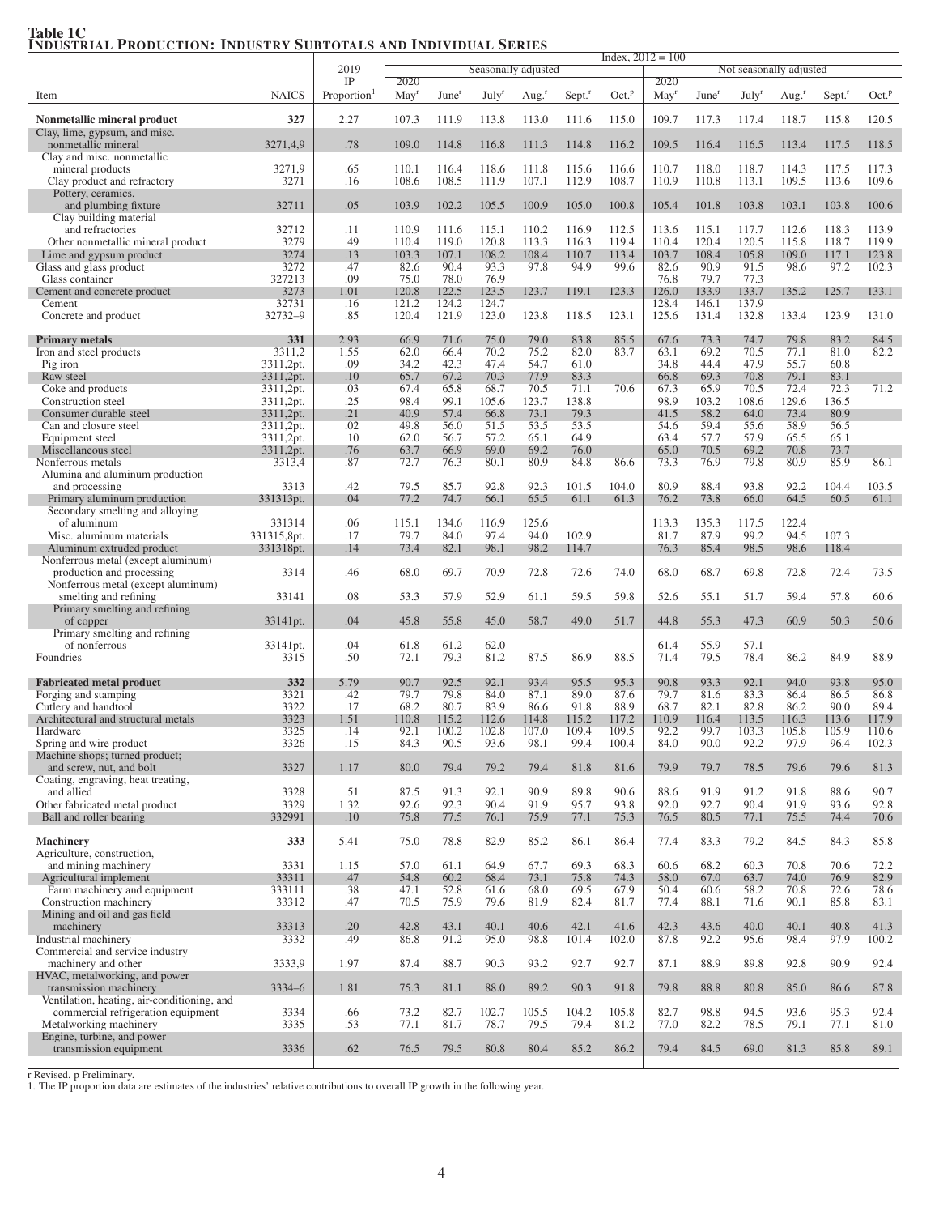**Table 1C**
**INDUSTRIAL PRODUCTION: INDUSTRY SUBTOTALS AND INDIVIDUAL SERIES**

| Item | NAICS | 2019 IP Proportion[1] | Seasonally adjusted 2020 May[r] | June[r] | July[r] | Aug.[r] | Sept.[r] | Oct.[p] | Not seasonally adjusted 2020 May[r] | June[r] | July[r] | Aug.[r] | Sept.[r] | Oct.[p] |
|---|---|---|---|---|---|---|---|---|---|---|---|---|---|---|
| | | | Index, 2012 = 100 | | | | | | | | | | | |
| **Nonmetallic mineral product** | **327** | 2.27 | 107.3 | 111.9 | 113.8 | 113.0 | 111.6 | 115.0 | 109.7 | 117.3 | 117.4 | 118.7 | 115.8 | 120.5 |
| Clay, lime, gypsum, and misc. nonmetallic mineral | 3271,4,9 | .78 | 109.0 | 114.8 | 116.8 | 111.3 | 114.8 | 116.2 | 109.5 | 116.4 | 116.5 | 113.4 | 117.5 | 118.5 |
| Clay and misc. nonmetallic mineral products | 3271,9 | .65 | 110.1 | 116.4 | 118.6 | 111.8 | 115.6 | 116.6 | 110.7 | 118.0 | 118.7 | 114.3 | 117.5 | 117.3 |
| Clay product and refractory | 3271 | .16 | 108.6 | 108.5 | 111.9 | 107.1 | 112.9 | 108.7 | 110.9 | 110.8 | 113.1 | 109.5 | 113.6 | 109.6 |
| Pottery, ceramics, and plumbing fixture | 32711 | .05 | 103.9 | 102.2 | 105.5 | 100.9 | 105.0 | 100.8 | 105.4 | 101.8 | 103.8 | 103.1 | 103.8 | 100.6 |
| Clay building material and refractories | 32712 | .11 | 110.9 | 111.6 | 115.1 | 110.2 | 116.9 | 112.5 | 113.6 | 115.1 | 117.7 | 112.6 | 118.3 | 113.9 |
| Other nonmetallic mineral product | 3279 | .49 | 110.4 | 119.0 | 120.8 | 113.3 | 116.3 | 119.4 | 110.4 | 120.4 | 120.5 | 115.8 | 118.7 | 119.9 |
| Lime and gypsum product | 3274 | .13 | 103.3 | 107.1 | 108.2 | 108.4 | 110.7 | 113.4 | 103.7 | 108.4 | 105.8 | 109.0 | 117.1 | 123.8 |
| Glass and glass product | 3272 | .47 | 82.6 | 90.4 | 93.3 | 97.8 | 94.9 | 99.6 | 82.6 | 90.9 | 91.5 | 98.6 | 97.2 | 102.3 |
| Glass container | 327213 | .09 | 75.0 | 78.0 | 76.9 | | | | 76.8 | 79.7 | 77.3 | | | |
| Cement and concrete product | 3273 | 1.01 | 120.8 | 122.5 | 123.5 | 123.7 | 119.1 | 123.3 | 126.0 | 133.9 | 133.7 | 135.2 | 125.7 | 133.1 |
| Cement | 32731 | .16 | 121.2 | 124.2 | 124.7 | | | | 128.4 | 146.1 | 137.9 | | | |
| Concrete and product | 32732–9 | .85 | 120.4 | 121.9 | 123.0 | 123.8 | 118.5 | 123.1 | 125.6 | 131.4 | 132.8 | 133.4 | 123.9 | 131.0 |
| **Primary metals** | **331** | 2.93 | 66.9 | 71.6 | 75.0 | 79.0 | 83.8 | 85.5 | 67.6 | 73.3 | 74.7 | 79.8 | 83.2 | 84.5 |
| Iron and steel products | 3311,2 | 1.55 | 62.0 | 66.4 | 70.2 | 75.2 | 82.0 | 83.7 | 63.1 | 69.2 | 70.5 | 77.1 | 81.0 | 82.2 |
| Pig iron | 3311,2pt. | .09 | 34.2 | 42.3 | 47.4 | 54.7 | 61.0 | | 34.8 | 44.4 | 47.9 | 55.7 | 60.8 | |
| Raw steel | 3311,2pt. | .10 | 65.7 | 67.2 | 70.3 | 77.9 | 83.3 | | 66.8 | 69.3 | 70.8 | 79.1 | 83.1 | |
| Coke and products | 3311,2pt. | .03 | 67.4 | 65.8 | 68.7 | 70.5 | 71.1 | 70.6 | 67.3 | 65.9 | 70.5 | 72.4 | 72.3 | 71.2 |
| Construction steel | 3311,2pt. | .25 | 98.4 | 99.1 | 105.6 | 123.7 | 138.8 | | 98.9 | 103.2 | 108.6 | 129.6 | 136.5 | |
| Consumer durable steel | 3311,2pt. | .21 | 40.9 | 57.4 | 66.8 | 73.1 | 79.3 | | 41.5 | 58.2 | 64.0 | 73.4 | 80.9 | |
| Can and closure steel | 3311,2pt. | .02 | 49.8 | 56.0 | 51.5 | 53.5 | 53.5 | | 54.6 | 59.4 | 55.6 | 58.9 | 56.5 | |
| Equipment steel | 3311,2pt. | .10 | 62.0 | 56.7 | 57.2 | 65.1 | 64.9 | | 63.4 | 57.7 | 57.9 | 65.5 | 65.1 | |
| Miscellaneous steel | 3311,2pt. | .76 | 63.7 | 66.9 | 69.0 | 69.2 | 76.0 | | 65.0 | 70.5 | 69.2 | 70.8 | 73.7 | |
| Nonferrous metals | 3313,4 | .87 | 72.7 | 76.3 | 80.1 | 80.9 | 84.8 | 86.6 | 73.3 | 76.9 | 79.8 | 80.9 | 85.9 | 86.1 |
| Alumina and aluminum production and processing | 3313 | .42 | 79.5 | 85.7 | 92.8 | 92.3 | 101.5 | 104.0 | 80.9 | 88.4 | 93.8 | 92.2 | 104.4 | 103.5 |
| Primary aluminum production | 331313pt. | .04 | 77.2 | 74.7 | 66.1 | 65.5 | 61.1 | 61.3 | 76.2 | 73.8 | 66.0 | 64.5 | 60.5 | 61.1 |
| Secondary smelting and alloying of aluminum | 331314 | .06 | 115.1 | 134.6 | 116.9 | 125.6 | | | 113.3 | 135.3 | 117.5 | 122.4 | | |
| Misc. aluminum materials | 331315,8pt. | .17 | 79.7 | 84.0 | 97.4 | 94.0 | 102.9 | | 81.7 | 87.9 | 99.2 | 94.5 | 107.3 | |
| Aluminum extruded product | 331318pt. | .14 | 73.4 | 82.1 | 98.1 | 98.2 | 114.7 | | 76.3 | 85.4 | 98.5 | 98.6 | 118.4 | |
| Nonferrous metal (except aluminum) production and processing | 3314 | .46 | 68.0 | 69.7 | 70.9 | 72.8 | 72.6 | 74.0 | 68.0 | 68.7 | 69.8 | 72.8 | 72.4 | 73.5 |
| Nonferrous metal (except aluminum) smelting and refining | 33141 | .08 | 53.3 | 57.9 | 52.9 | 61.1 | 59.5 | 59.8 | 52.6 | 55.1 | 51.7 | 59.4 | 57.8 | 60.6 |
| Primary smelting and refining of copper | 33141pt. | .04 | 45.8 | 55.8 | 45.0 | 58.7 | 49.0 | 51.7 | 44.8 | 55.3 | 47.3 | 60.9 | 50.3 | 50.6 |
| Primary smelting and refining of nonferrous | 33141pt. | .04 | 61.8 | 61.2 | 62.0 | | | | 61.4 | 55.9 | 57.1 | | | |
| Foundries | 3315 | .50 | 72.1 | 79.3 | 81.2 | 87.5 | 86.9 | 88.5 | 71.4 | 79.5 | 78.4 | 86.2 | 84.9 | 88.9 |
| **Fabricated metal product** | **332** | 5.79 | 90.7 | 92.5 | 92.1 | 93.4 | 95.5 | 95.3 | 90.8 | 93.3 | 92.1 | 94.0 | 93.8 | 95.0 |
| Forging and stamping | 3321 | .42 | 79.7 | 79.8 | 84.0 | 87.1 | 89.0 | 87.6 | 79.7 | 81.6 | 83.3 | 86.4 | 86.5 | 86.8 |
| Cutlery and handtool | 3322 | .17 | 68.2 | 80.7 | 83.9 | 86.6 | 91.8 | 88.9 | 68.7 | 82.1 | 82.8 | 86.2 | 90.0 | 89.4 |
| Architectural and structural metals | 3323 | 1.51 | 110.8 | 115.2 | 112.6 | 114.8 | 115.2 | 117.2 | 110.9 | 116.4 | 113.5 | 116.3 | 113.6 | 117.9 |
| Hardware | 3325 | .14 | 92.1 | 100.2 | 102.8 | 107.0 | 109.4 | 109.5 | 92.2 | 99.7 | 103.3 | 105.8 | 105.9 | 110.6 |
| Spring and wire product | 3326 | .15 | 84.3 | 90.5 | 93.6 | 98.1 | 99.4 | 100.4 | 84.0 | 90.0 | 92.2 | 97.9 | 96.4 | 102.3 |
| Machine shops; turned product; and screw, nut, and bolt | 3327 | 1.17 | 80.0 | 79.4 | 79.2 | 79.4 | 81.8 | 81.6 | 79.9 | 79.7 | 78.5 | 79.6 | 79.6 | 81.3 |
| Coating, engraving, heat treating, and allied | 3328 | .51 | 87.5 | 91.3 | 92.1 | 90.9 | 89.8 | 90.6 | 88.6 | 91.9 | 91.2 | 91.8 | 88.6 | 90.7 |
| Other fabricated metal product | 3329 | 1.32 | 92.6 | 92.3 | 90.4 | 91.9 | 95.7 | 93.8 | 92.0 | 92.7 | 90.4 | 91.9 | 93.6 | 92.8 |
| Ball and roller bearing | 332991 | .10 | 75.8 | 77.5 | 76.1 | 75.9 | 77.1 | 75.3 | 76.5 | 80.5 | 77.1 | 75.5 | 74.4 | 70.6 |
| **Machinery** | **333** | 5.41 | 75.0 | 78.8 | 82.9 | 85.2 | 86.1 | 86.4 | 77.4 | 83.3 | 79.2 | 84.5 | 84.3 | 85.8 |
| Agriculture, construction, and mining machinery | 3331 | 1.15 | 57.0 | 61.1 | 64.9 | 67.7 | 69.3 | 68.3 | 60.6 | 68.2 | 60.3 | 70.8 | 70.6 | 72.2 |
| Agricultural implement | 33311 | .47 | 54.8 | 60.2 | 68.4 | 73.1 | 75.8 | 74.3 | 58.0 | 67.0 | 63.7 | 74.0 | 76.9 | 82.9 |
| Farm machinery and equipment | 333111 | .38 | 47.1 | 52.8 | 61.6 | 68.0 | 69.5 | 67.9 | 50.4 | 60.6 | 58.2 | 70.8 | 72.6 | 78.6 |
| Construction machinery | 33312 | .47 | 70.5 | 75.9 | 79.6 | 81.9 | 82.4 | 81.7 | 77.4 | 88.1 | 71.6 | 90.1 | 85.8 | 83.1 |
| Mining and oil and gas field machinery | 33313 | .20 | 42.8 | 43.1 | 40.1 | 40.6 | 42.1 | 41.6 | 42.3 | 43.6 | 40.0 | 40.1 | 40.8 | 41.3 |
| Industrial machinery | 3332 | .49 | 86.8 | 91.2 | 95.0 | 98.8 | 101.4 | 102.0 | 87.8 | 92.2 | 95.6 | 98.4 | 97.9 | 100.2 |
| Commercial and service industry machinery and other | 3333,9 | 1.97 | 87.4 | 88.7 | 90.3 | 93.2 | 92.7 | 92.7 | 87.1 | 88.9 | 89.8 | 92.8 | 90.9 | 92.4 |
| HVAC, metalworking, and power transmission machinery | 3334–6 | 1.81 | 75.3 | 81.1 | 88.0 | 89.2 | 90.3 | 91.8 | 79.8 | 88.8 | 80.8 | 85.0 | 86.6 | 87.8 |
| Ventilation, heating, air-conditioning, and commercial refrigeration equipment | 3334 | .66 | 73.2 | 82.7 | 102.7 | 105.5 | 104.2 | 105.8 | 82.7 | 98.8 | 94.5 | 93.6 | 95.3 | 92.4 |
| Metalworking machinery | 3335 | .53 | 77.1 | 81.7 | 78.7 | 79.5 | 79.4 | 81.2 | 77.0 | 82.2 | 78.5 | 79.1 | 77.1 | 81.0 |
| Engine, turbine, and power transmission equipment | 3336 | .62 | 76.5 | 79.5 | 80.8 | 80.4 | 85.2 | 86.2 | 79.4 | 84.5 | 69.0 | 81.3 | 85.8 | 89.1 |

r Revised. p Preliminary.
1. The IP proportion data are estimates of the industries' relative contributions to overall IP growth in the following year.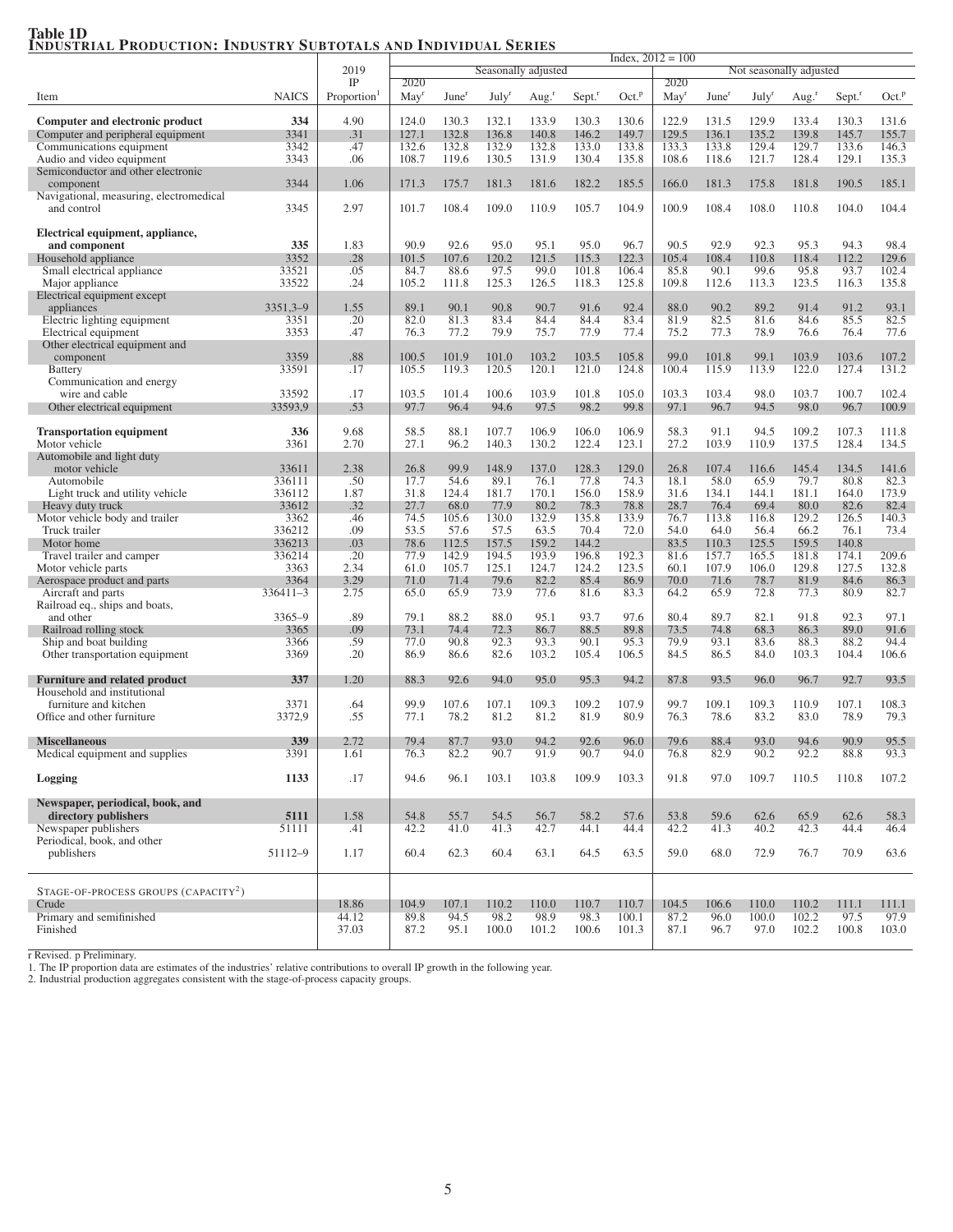**Table 1D**
**INDUSTRIAL PRODUCTION: INDUSTRY SUBTOTALS AND INDIVIDUAL SERIES**

Index, 2012 = 100

| Item | NAICS | 2019 IP Proportion[1] | Seasonally adjusted 2020 May[r] | June[r] | July[r] | Aug.[r] | Sept.[r] | Oct.[p] | Not seasonally adjusted 2020 May[r] | June[r] | July[r] | Aug.[r] | Sept.[r] | Oct.[p] |
|---|---|---|---|---|---|---|---|---|---|---|---|---|---|---|
| **Computer and electronic product** | **334** | 4.90 | 124.0 | 130.3 | 132.1 | 133.9 | 130.3 | 130.6 | 122.9 | 131.5 | 129.9 | 133.4 | 130.3 | 131.6 |
| Computer and peripheral equipment | 3341 | .31 | 127.1 | 132.8 | 136.8 | 140.8 | 146.2 | 149.7 | 129.5 | 136.1 | 135.2 | 139.8 | 145.7 | 155.7 |
| Communications equipment | 3342 | .47 | 132.6 | 132.8 | 132.9 | 132.8 | 133.0 | 133.8 | 133.3 | 133.8 | 129.4 | 129.7 | 133.6 | 146.3 |
| Audio and video equipment | 3343 | .06 | 108.7 | 119.6 | 130.5 | 131.9 | 130.4 | 135.8 | 108.6 | 118.6 | 121.7 | 128.4 | 129.1 | 135.3 |
| Semiconductor and other electronic component | 3344 | 1.06 | 171.3 | 175.7 | 181.3 | 181.6 | 182.2 | 185.5 | 166.0 | 181.3 | 175.8 | 181.8 | 190.5 | 185.1 |
| Navigational, measuring, electromedical and control | 3345 | 2.97 | 101.7 | 108.4 | 109.0 | 110.9 | 105.7 | 104.9 | 100.9 | 108.4 | 108.0 | 110.8 | 104.0 | 104.4 |
| **Electrical equipment, appliance, and component** | **335** | 1.83 | 90.9 | 92.6 | 95.0 | 95.1 | 95.0 | 96.7 | 90.5 | 92.9 | 92.3 | 95.3 | 94.3 | 98.4 |
| Household appliance | 3352 | .28 | 101.5 | 107.6 | 120.2 | 121.5 | 115.3 | 122.3 | 105.4 | 108.4 | 110.8 | 118.4 | 112.2 | 129.6 |
| Small electrical appliance | 33521 | .05 | 84.7 | 88.6 | 97.5 | 99.0 | 101.8 | 106.4 | 85.8 | 90.1 | 99.6 | 95.8 | 93.7 | 102.4 |
| Major appliance | 33522 | .24 | 105.2 | 111.8 | 125.3 | 126.5 | 118.3 | 125.8 | 109.8 | 112.6 | 113.3 | 123.5 | 116.3 | 135.8 |
| Electrical equipment except appliances | 3351,3–9 | 1.55 | 89.1 | 90.1 | 90.8 | 90.7 | 91.6 | 92.4 | 88.0 | 90.2 | 89.2 | 91.4 | 91.2 | 93.1 |
| Electric lighting equipment | 3351 | .20 | 82.0 | 81.3 | 83.4 | 84.4 | 84.4 | 83.4 | 81.9 | 82.5 | 81.6 | 84.6 | 85.5 | 82.5 |
| Electrical equipment | 3353 | .47 | 76.3 | 77.2 | 79.9 | 75.7 | 77.9 | 77.4 | 75.2 | 77.3 | 78.9 | 76.6 | 76.4 | 77.6 |
| Other electrical equipment and component | 3359 | .88 | 100.5 | 101.9 | 101.0 | 103.2 | 103.5 | 105.8 | 99.0 | 101.8 | 99.1 | 103.9 | 103.6 | 107.2 |
| Battery | 33591 | .17 | 105.5 | 119.3 | 120.5 | 120.1 | 121.0 | 124.8 | 100.4 | 115.9 | 113.9 | 122.0 | 127.4 | 131.2 |
| Communication and energy wire and cable | 33592 | .17 | 103.5 | 101.4 | 100.6 | 103.9 | 101.8 | 105.0 | 103.3 | 103.4 | 98.0 | 103.7 | 100.7 | 102.4 |
| Other electrical equipment | 33593,9 | .53 | 97.7 | 96.4 | 94.6 | 97.5 | 98.2 | 99.8 | 97.1 | 96.7 | 94.5 | 98.0 | 96.7 | 100.9 |
| **Transportation equipment** | **336** | 9.68 | 58.5 | 88.1 | 107.7 | 106.9 | 106.0 | 106.9 | 58.3 | 91.1 | 94.5 | 109.2 | 107.3 | 111.8 |
| Motor vehicle | 3361 | 2.70 | 27.1 | 96.2 | 140.3 | 130.2 | 122.4 | 123.1 | 27.2 | 103.9 | 110.9 | 137.5 | 128.4 | 134.5 |
| Automobile and light duty motor vehicle | 33611 | 2.38 | 26.8 | 99.9 | 148.9 | 137.0 | 128.3 | 129.0 | 26.8 | 107.4 | 116.6 | 145.4 | 134.5 | 141.6 |
| Automobile | 336111 | .50 | 17.7 | 54.6 | 89.1 | 76.1 | 77.8 | 74.3 | 18.1 | 58.0 | 65.9 | 79.7 | 80.8 | 82.3 |
| Light truck and utility vehicle | 336112 | 1.87 | 31.8 | 124.4 | 181.7 | 170.1 | 156.0 | 158.9 | 31.6 | 134.1 | 144.1 | 181.1 | 164.0 | 173.9 |
| Heavy duty truck | 33612 | .32 | 27.7 | 68.0 | 77.9 | 80.2 | 78.3 | 78.8 | 28.7 | 76.4 | 69.4 | 80.0 | 82.6 | 82.4 |
| Motor vehicle body and trailer | 3362 | .46 | 74.5 | 105.6 | 130.0 | 132.9 | 135.8 | 133.9 | 76.7 | 113.8 | 116.8 | 129.2 | 126.5 | 140.3 |
| Truck trailer | 336212 | .09 | 53.5 | 57.6 | 57.5 | 63.5 | 70.4 | 72.0 | 54.0 | 64.0 | 56.4 | 66.2 | 76.1 | 73.4 |
| Motor home | 336213 | .03 | 78.6 | 112.5 | 157.5 | 159.2 | 144.2 | | 83.5 | 110.3 | 125.5 | 159.5 | 140.8 | |
| Travel trailer and camper | 336214 | .20 | 77.9 | 142.9 | 194.5 | 193.9 | 196.8 | 192.3 | 81.6 | 157.7 | 165.5 | 181.8 | 174.1 | 209.6 |
| Motor vehicle parts | 3363 | 2.34 | 61.0 | 105.7 | 125.1 | 124.7 | 124.2 | 123.5 | 60.1 | 107.9 | 106.0 | 129.8 | 127.5 | 132.8 |
| Aerospace product and parts | 3364 | 3.29 | 71.0 | 71.4 | 79.6 | 82.2 | 85.4 | 86.9 | 70.0 | 71.6 | 78.7 | 81.9 | 84.6 | 86.3 |
| Aircraft and parts | 336411–3 | 2.75 | 65.0 | 65.9 | 73.9 | 77.6 | 81.6 | 83.3 | 64.2 | 65.9 | 72.8 | 77.3 | 80.9 | 82.7 |
| Railroad eq., ships and boats, and other | 3365–9 | .89 | 79.1 | 88.2 | 88.0 | 95.1 | 93.7 | 97.6 | 80.4 | 89.7 | 82.1 | 91.8 | 92.3 | 97.1 |
| Railroad rolling stock | 3365 | .09 | 73.1 | 74.4 | 72.3 | 86.7 | 88.5 | 89.8 | 73.5 | 74.8 | 68.3 | 86.3 | 89.0 | 91.6 |
| Ship and boat building | 3366 | .59 | 77.0 | 90.8 | 92.3 | 93.3 | 90.1 | 95.3 | 79.9 | 93.1 | 83.6 | 88.3 | 88.2 | 94.4 |
| Other transportation equipment | 3369 | .20 | 86.9 | 86.6 | 82.6 | 103.2 | 105.4 | 106.5 | 84.5 | 86.5 | 84.0 | 103.3 | 104.4 | 106.6 |
| **Furniture and related product** | **337** | 1.20 | 88.3 | 92.6 | 94.0 | 95.0 | 95.3 | 94.2 | 87.8 | 93.5 | 96.0 | 96.7 | 92.7 | 93.5 |
| Household and institutional furniture and kitchen | 3371 | .64 | 99.9 | 107.6 | 107.1 | 109.3 | 109.2 | 107.9 | 99.7 | 109.1 | 109.3 | 110.9 | 107.1 | 108.3 |
| Office and other furniture | 3372,9 | .55 | 77.1 | 78.2 | 81.2 | 81.2 | 81.9 | 80.9 | 76.3 | 78.6 | 83.2 | 83.0 | 78.9 | 79.3 |
| **Miscellaneous** | **339** | 2.72 | 79.4 | 87.7 | 93.0 | 94.2 | 92.6 | 96.0 | 79.6 | 88.4 | 93.0 | 94.6 | 90.9 | 95.5 |
| Medical equipment and supplies | 3391 | 1.61 | 76.3 | 82.2 | 90.7 | 91.9 | 90.7 | 94.0 | 76.8 | 82.9 | 90.2 | 92.2 | 88.8 | 93.3 |
| **Logging** | **1133** | .17 | 94.6 | 96.1 | 103.1 | 103.8 | 109.9 | 103.3 | 91.8 | 97.0 | 109.7 | 110.5 | 110.8 | 107.2 |
| **Newspaper, periodical, book, and directory publishers** | **5111** | 1.58 | 54.8 | 55.7 | 54.5 | 56.7 | 58.2 | 57.6 | 53.8 | 59.6 | 62.6 | 65.9 | 62.6 | 58.3 |
| Newspaper publishers | 51111 | .41 | 42.2 | 41.0 | 41.3 | 42.7 | 44.1 | 44.4 | 42.2 | 41.3 | 40.2 | 42.3 | 44.4 | 46.4 |
| Periodical, book, and other publishers | 51112–9 | 1.17 | 60.4 | 62.3 | 60.4 | 63.1 | 64.5 | 63.5 | 59.0 | 68.0 | 72.9 | 76.7 | 70.9 | 63.6 |
| STAGE-OF-PROCESS GROUPS (CAPACITY[2]) | | | | | | | | | | | | | | |
| Crude | | 18.86 | 104.9 | 107.1 | 110.2 | 110.0 | 110.7 | 110.7 | 104.5 | 106.6 | 110.0 | 110.2 | 111.1 | 111.1 |
| Primary and semifinished | | 44.12 | 89.8 | 94.5 | 98.2 | 98.9 | 98.3 | 100.1 | 87.2 | 96.0 | 100.0 | 102.2 | 97.5 | 97.9 |
| Finished | | 37.03 | 87.2 | 95.1 | 100.0 | 101.2 | 100.6 | 101.3 | 87.1 | 96.7 | 97.0 | 102.2 | 100.8 | 103.0 |

r Revised. p Preliminary.
1. The IP proportion data are estimates of the industries' relative contributions to overall IP growth in the following year.
2. Industrial production aggregates consistent with the stage-of-process capacity groups.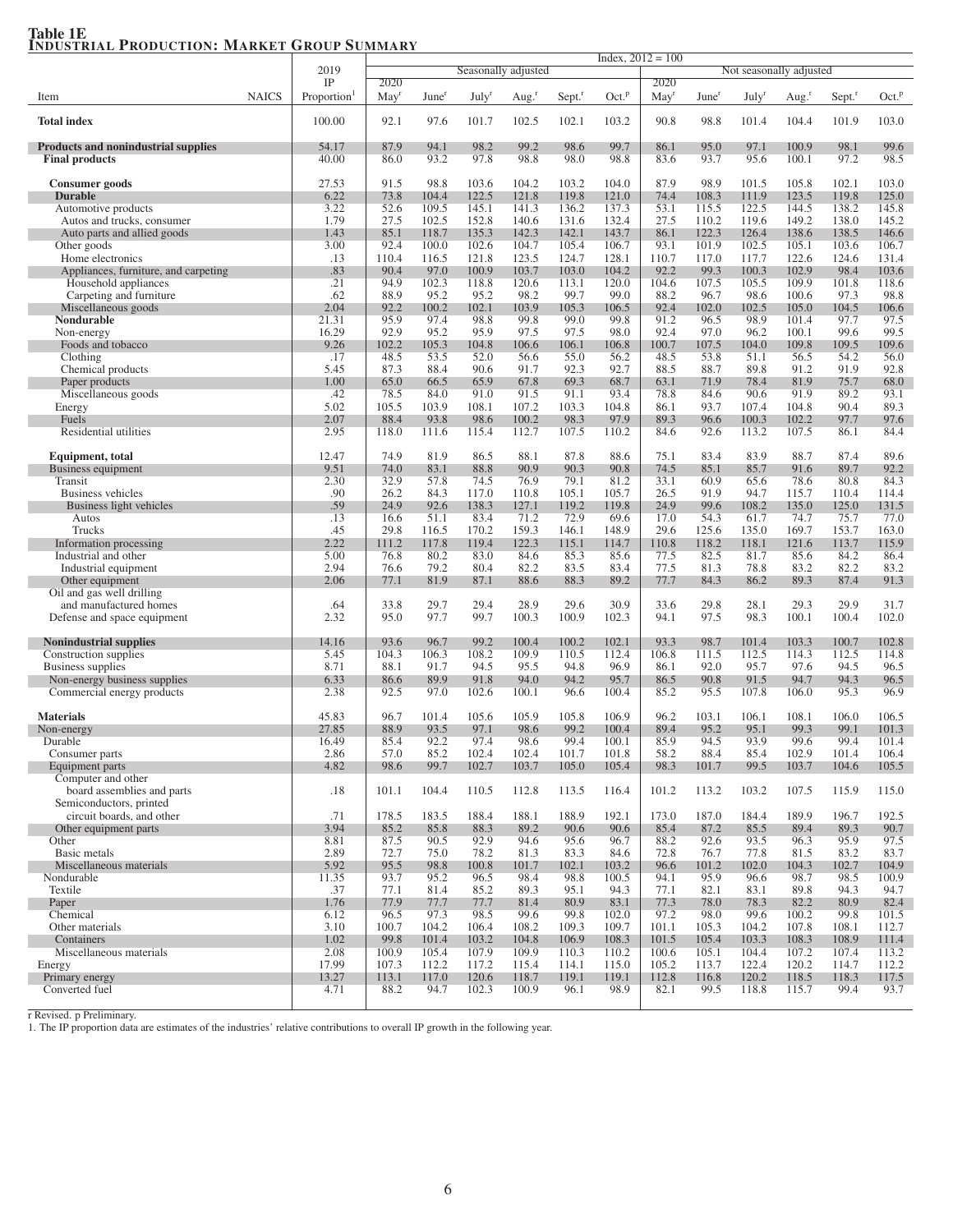**Table 1E**
**Industrial Production: Market Group Summary**

Index, 2012 = 100

| Item | NAICS | 2019 IP Proportion[1] | Seasonally adjusted 2020 May[r] | June[r] | July[r] | Aug.[r] | Sept.[r] | Oct.[p] | Not seasonally adjusted 2020 May[r] | June[r] | July[r] | Aug.[r] | Sept.[r] | Oct.[p] |
|---|---|---|---|---|---|---|---|---|---|---|---|---|---|---|
| **Total index** | | 100.00 | 92.1 | 97.6 | 101.7 | 102.5 | 102.1 | 103.2 | 90.8 | 98.8 | 101.4 | 104.4 | 101.9 | 103.0 |
| **Products and nonindustrial supplies** | | 54.17 | 87.9 | 94.1 | 98.2 | 99.2 | 98.6 | 99.7 | 86.1 | 95.0 | 97.1 | 100.9 | 98.1 | 99.6 |
| **Final products** | | 40.00 | 86.0 | 93.2 | 97.8 | 98.8 | 98.0 | 98.8 | 83.6 | 93.7 | 95.6 | 100.1 | 97.2 | 98.5 |
| **Consumer goods** | | 27.53 | 91.5 | 98.8 | 103.6 | 104.2 | 103.2 | 104.0 | 87.9 | 98.9 | 101.5 | 105.8 | 102.1 | 103.0 |
| **Durable** | | 6.22 | 73.8 | 104.4 | 122.5 | 121.8 | 119.8 | 121.0 | 74.4 | 108.3 | 111.9 | 123.5 | 119.8 | 125.0 |
| Automotive products | | 3.22 | 52.6 | 109.5 | 145.1 | 141.3 | 136.2 | 137.3 | 53.1 | 115.5 | 122.5 | 144.5 | 138.2 | 145.8 |
| Autos and trucks, consumer | | 1.79 | 27.5 | 102.5 | 152.8 | 140.6 | 131.6 | 132.4 | 27.5 | 110.2 | 119.6 | 149.2 | 138.0 | 145.2 |
| Auto parts and allied goods | | 1.43 | 85.1 | 118.7 | 135.3 | 142.3 | 142.1 | 143.7 | 86.1 | 122.3 | 126.4 | 138.6 | 138.5 | 146.6 |
| Other goods | | 3.00 | 92.4 | 100.0 | 102.6 | 104.7 | 105.4 | 106.7 | 93.1 | 101.9 | 102.5 | 105.1 | 103.6 | 106.7 |
| Home electronics | | .13 | 110.4 | 116.5 | 121.8 | 123.5 | 124.7 | 128.1 | 110.7 | 117.0 | 117.7 | 122.6 | 124.6 | 131.4 |
| Appliances, furniture, and carpeting | | .83 | 90.4 | 97.0 | 100.9 | 103.7 | 103.0 | 104.2 | 92.2 | 99.3 | 100.3 | 102.9 | 98.4 | 103.6 |
| Household appliances | | .21 | 94.9 | 102.3 | 118.8 | 120.6 | 113.1 | 120.0 | 104.6 | 107.5 | 105.5 | 109.9 | 101.8 | 118.6 |
| Carpeting and furniture | | .62 | 88.9 | 95.2 | 95.2 | 98.2 | 99.7 | 99.0 | 88.2 | 96.7 | 98.6 | 100.6 | 97.3 | 98.8 |
| Miscellaneous goods | | 2.04 | 92.2 | 100.2 | 102.1 | 103.9 | 105.3 | 106.5 | 92.4 | 102.0 | 102.5 | 105.0 | 104.5 | 106.6 |
| **Nondurable** | | 21.31 | 95.9 | 97.4 | 98.8 | 99.8 | 99.0 | 99.8 | 91.2 | 96.5 | 98.9 | 101.4 | 97.7 | 97.5 |
| Non-energy | | 16.29 | 92.9 | 95.2 | 95.9 | 97.5 | 97.5 | 98.0 | 92.4 | 97.0 | 96.2 | 100.1 | 99.6 | 99.5 |
| Foods and tobacco | | 9.26 | 102.2 | 105.3 | 104.8 | 106.6 | 106.1 | 106.8 | 100.7 | 107.5 | 104.0 | 109.8 | 109.5 | 109.6 |
| Clothing | | .17 | 48.5 | 53.5 | 52.0 | 56.6 | 55.0 | 56.2 | 48.5 | 53.8 | 51.1 | 56.5 | 54.2 | 56.0 |
| Chemical products | | 5.45 | 87.3 | 88.4 | 90.6 | 91.7 | 92.3 | 92.7 | 88.5 | 88.7 | 89.8 | 91.2 | 91.9 | 92.8 |
| Paper products | | 1.00 | 65.0 | 66.5 | 65.9 | 67.8 | 69.3 | 68.7 | 63.1 | 71.9 | 78.4 | 81.9 | 75.7 | 68.0 |
| Miscellaneous goods | | .42 | 78.5 | 84.0 | 91.0 | 91.5 | 91.1 | 93.4 | 78.8 | 84.6 | 90.6 | 91.9 | 89.2 | 93.1 |
| Energy | | 5.02 | 105.5 | 103.9 | 108.1 | 107.2 | 103.3 | 104.8 | 86.1 | 93.7 | 107.4 | 104.8 | 90.4 | 89.3 |
| Fuels | | 2.07 | 88.4 | 93.8 | 98.6 | 100.2 | 98.3 | 97.9 | 89.3 | 96.6 | 100.3 | 102.2 | 97.7 | 97.6 |
| Residential utilities | | 2.95 | 118.0 | 111.6 | 115.4 | 112.7 | 107.5 | 110.2 | 84.6 | 92.6 | 113.2 | 107.5 | 86.1 | 84.4 |
| **Equipment, total** | | 12.47 | 74.9 | 81.9 | 86.5 | 88.1 | 87.8 | 88.6 | 75.1 | 83.4 | 83.9 | 88.7 | 87.4 | 89.6 |
| Business equipment | | 9.51 | 74.0 | 83.1 | 88.8 | 90.9 | 90.3 | 90.8 | 74.5 | 85.1 | 85.7 | 91.6 | 89.7 | 92.2 |
| Transit | | 2.30 | 32.9 | 57.8 | 74.5 | 76.9 | 79.1 | 81.2 | 33.1 | 60.9 | 65.6 | 78.6 | 80.8 | 84.3 |
| Business vehicles | | .90 | 26.2 | 84.3 | 117.0 | 110.8 | 105.1 | 105.7 | 26.5 | 91.9 | 94.7 | 115.7 | 110.4 | 114.4 |
| Business light vehicles | | .59 | 24.9 | 92.6 | 138.3 | 127.1 | 119.2 | 119.8 | 24.9 | 99.6 | 108.2 | 135.0 | 125.0 | 131.5 |
| Autos | | .13 | 16.6 | 51.1 | 83.4 | 71.2 | 72.9 | 69.6 | 17.0 | 54.3 | 61.7 | 74.7 | 75.7 | 77.0 |
| Trucks | | .45 | 29.8 | 116.5 | 170.2 | 159.3 | 146.1 | 148.9 | 29.6 | 125.6 | 135.0 | 169.7 | 153.7 | 163.0 |
| Information processing | | 2.22 | 111.2 | 117.8 | 119.4 | 122.3 | 115.1 | 114.7 | 110.8 | 118.2 | 118.1 | 121.6 | 113.7 | 115.9 |
| Industrial and other | | 5.00 | 76.8 | 80.2 | 83.0 | 84.6 | 85.3 | 85.6 | 77.5 | 82.5 | 81.7 | 85.6 | 84.2 | 86.4 |
| Industrial equipment | | 2.94 | 76.6 | 79.2 | 80.4 | 82.2 | 83.5 | 83.4 | 77.5 | 81.3 | 78.8 | 83.2 | 82.2 | 83.2 |
| Other equipment | | 2.06 | 77.1 | 81.9 | 87.1 | 88.6 | 88.3 | 89.2 | 77.7 | 84.3 | 86.2 | 89.3 | 87.4 | 91.3 |
| Oil and gas well drilling and manufactured homes | | .64 | 33.8 | 29.7 | 29.4 | 28.9 | 29.6 | 30.9 | 33.6 | 29.8 | 28.1 | 29.3 | 29.9 | 31.7 |
| Defense and space equipment | | 2.32 | 95.0 | 97.7 | 99.7 | 100.3 | 100.9 | 102.3 | 94.1 | 97.5 | 98.3 | 100.1 | 100.4 | 102.0 |
| **Nonindustrial supplies** | | 14.16 | 93.6 | 96.7 | 99.2 | 100.4 | 100.2 | 102.1 | 93.3 | 98.7 | 101.4 | 103.3 | 100.7 | 102.8 |
| Construction supplies | | 5.45 | 104.3 | 106.3 | 108.2 | 109.9 | 110.5 | 112.4 | 106.8 | 111.5 | 112.5 | 114.3 | 112.5 | 114.8 |
| Business supplies | | 8.71 | 88.1 | 91.7 | 94.5 | 95.5 | 94.8 | 96.9 | 86.1 | 92.0 | 95.7 | 97.6 | 94.5 | 96.5 |
| Non-energy business supplies | | 6.33 | 86.6 | 89.9 | 91.8 | 94.0 | 94.2 | 95.7 | 86.5 | 90.8 | 91.5 | 94.7 | 94.3 | 96.5 |
| Commercial energy products | | 2.38 | 92.5 | 97.0 | 102.6 | 100.1 | 96.6 | 100.4 | 85.2 | 95.5 | 107.8 | 106.0 | 95.3 | 96.9 |
| **Materials** | | 45.83 | 96.7 | 101.4 | 105.6 | 105.9 | 105.8 | 106.9 | 96.2 | 103.1 | 106.1 | 108.1 | 106.0 | 106.5 |
| Non-energy | | 27.85 | 88.9 | 93.5 | 97.1 | 98.6 | 99.2 | 100.4 | 89.4 | 95.2 | 95.1 | 99.3 | 99.1 | 101.3 |
| Durable | | 16.49 | 85.4 | 92.2 | 97.4 | 98.6 | 99.4 | 100.1 | 85.9 | 94.5 | 93.9 | 99.6 | 99.4 | 101.4 |
| Consumer parts | | 2.86 | 57.0 | 85.2 | 102.4 | 102.4 | 101.7 | 101.8 | 58.2 | 88.4 | 85.4 | 102.9 | 101.4 | 106.4 |
| Equipment parts | | 4.82 | 98.6 | 99.7 | 102.7 | 103.7 | 105.0 | 105.4 | 98.3 | 101.7 | 99.5 | 103.7 | 104.6 | 105.5 |
| Computer and other board assemblies and parts | | .18 | 101.1 | 104.4 | 110.5 | 112.8 | 113.5 | 116.4 | 101.2 | 113.2 | 103.2 | 107.5 | 115.9 | 115.0 |
| Semiconductors, printed circuit boards, and other | | .71 | 178.5 | 183.5 | 188.4 | 188.1 | 188.9 | 192.1 | 173.0 | 187.0 | 184.4 | 189.9 | 196.7 | 192.5 |
| Other equipment parts | | 3.94 | 85.2 | 85.8 | 88.3 | 89.2 | 90.6 | 90.6 | 85.4 | 87.2 | 85.5 | 89.4 | 89.3 | 90.7 |
| Other | | 8.81 | 87.5 | 90.5 | 92.9 | 94.6 | 95.6 | 96.7 | 88.2 | 92.6 | 93.5 | 96.3 | 95.9 | 97.5 |
| Basic metals | | 2.89 | 72.7 | 75.0 | 78.2 | 81.3 | 83.3 | 84.6 | 72.8 | 76.7 | 77.8 | 81.5 | 83.2 | 83.7 |
| Miscellaneous materials | | 5.92 | 95.5 | 98.8 | 100.8 | 101.7 | 102.1 | 103.2 | 96.6 | 101.2 | 102.0 | 104.3 | 102.7 | 104.9 |
| Nondurable | | 11.35 | 93.7 | 95.2 | 96.5 | 98.4 | 98.8 | 100.5 | 94.1 | 95.9 | 96.6 | 98.7 | 98.5 | 100.9 |
| Textile | | .37 | 77.1 | 81.4 | 85.2 | 89.3 | 95.1 | 94.3 | 77.1 | 82.1 | 83.1 | 89.8 | 94.3 | 94.7 |
| Paper | | 1.76 | 77.9 | 77.7 | 77.7 | 81.4 | 80.9 | 83.1 | 77.3 | 78.0 | 78.3 | 82.2 | 80.9 | 82.4 |
| Chemical | | 6.12 | 96.5 | 97.3 | 98.5 | 99.6 | 99.8 | 102.0 | 97.2 | 98.0 | 99.6 | 100.2 | 99.8 | 101.5 |
| Other materials | | 3.10 | 100.7 | 104.2 | 106.4 | 108.2 | 109.3 | 109.7 | 101.1 | 105.3 | 104.2 | 107.8 | 108.1 | 112.7 |
| Containers | | 1.02 | 99.8 | 101.4 | 103.2 | 104.8 | 106.9 | 108.3 | 101.5 | 105.4 | 103.3 | 108.3 | 108.9 | 111.4 |
| Miscellaneous materials | | 2.08 | 100.9 | 105.4 | 107.9 | 109.9 | 110.3 | 110.2 | 100.6 | 105.1 | 104.4 | 107.2 | 107.4 | 113.2 |
| Energy | | 17.99 | 107.3 | 112.2 | 117.2 | 115.4 | 114.1 | 115.0 | 105.2 | 113.7 | 122.4 | 120.2 | 114.7 | 112.2 |
| Primary energy | | 13.27 | 113.1 | 117.0 | 120.6 | 118.7 | 119.1 | 119.1 | 112.8 | 116.8 | 120.2 | 118.5 | 118.3 | 117.5 |
| Converted fuel | | 4.71 | 88.2 | 94.7 | 102.3 | 100.9 | 96.1 | 98.9 | 82.1 | 99.5 | 118.8 | 115.7 | 99.4 | 93.7 |

r Revised. p Preliminary.

1. The IP proportion data are estimates of the industries' relative contributions to overall IP growth in the following year.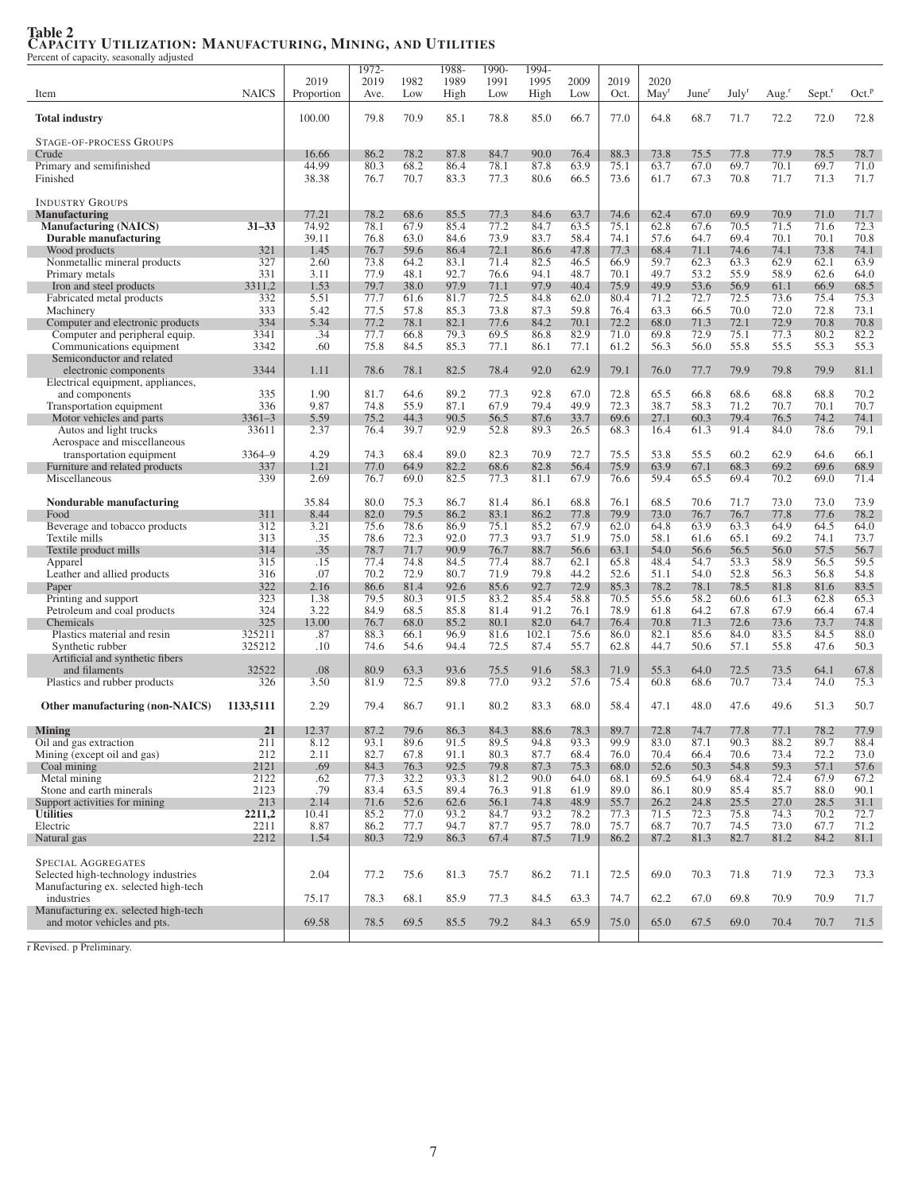**Table 2**
**Capacity Utilization: Manufacturing, Mining, and Utilities**
Percent of capacity, seasonally adjusted

| Item | NAICS | 2019 Proportion | 1972-2019 Ave. | 1982 Low | 1988-1989 High | 1990-1991 Low | 1994-1995 High | 2009 Low | 2019 Oct. | 2020 May[r] | June[r] | July[r] | Aug.[r] | Sept.[r] | Oct.[p] |
|---|---|---|---|---|---|---|---|---|---|---|---|---|---|---|---|
| **Total industry** | | 100.00 | 79.8 | 70.9 | 85.1 | 78.8 | 85.0 | 66.7 | 77.0 | 64.8 | 68.7 | 71.7 | 72.2 | 72.0 | 72.8 |
| Stage-of-process Groups | | | | | | | | | | | | | | | |
| Crude | | 16.66 | 86.2 | 78.2 | 87.8 | 84.7 | 90.0 | 76.4 | 88.3 | 73.8 | 75.5 | 77.8 | 77.9 | 78.5 | 78.7 |
| Primary and semifinished | | 44.99 | 80.3 | 68.2 | 86.4 | 78.1 | 87.8 | 63.9 | 75.1 | 63.7 | 67.0 | 69.7 | 70.1 | 69.7 | 71.0 |
| Finished | | 38.38 | 76.7 | 70.7 | 83.3 | 77.3 | 80.6 | 66.5 | 73.6 | 61.7 | 67.3 | 70.8 | 71.7 | 71.3 | 71.7 |
| Industry Groups | | | | | | | | | | | | | | | |
| **Manufacturing** | | 77.21 | 78.2 | 68.6 | 85.5 | 77.3 | 84.6 | 63.7 | 74.6 | 62.4 | 67.0 | 69.9 | 70.9 | 71.0 | 71.7 |
| **Manufacturing (NAICS)** | **31–33** | 74.92 | 78.1 | 67.9 | 85.4 | 77.2 | 84.7 | 63.5 | 75.1 | 62.8 | 67.6 | 70.5 | 71.5 | 71.6 | 72.3 |
| **Durable manufacturing** | | 39.11 | 76.8 | 63.0 | 84.6 | 73.9 | 83.7 | 58.4 | 74.1 | 57.6 | 64.7 | 69.4 | 70.1 | 70.1 | 70.8 |
| Wood products | 321 | 1.45 | 76.7 | 59.6 | 86.4 | 72.1 | 86.6 | 47.8 | 77.3 | 68.4 | 71.1 | 74.6 | 74.1 | 73.8 | 74.1 |
| Nonmetallic mineral products | 327 | 2.60 | 73.8 | 64.2 | 83.1 | 71.4 | 82.5 | 46.5 | 66.9 | 59.7 | 62.3 | 63.3 | 62.9 | 62.1 | 63.9 |
| Primary metals | 331 | 3.11 | 77.9 | 48.1 | 92.7 | 76.6 | 94.1 | 48.7 | 70.1 | 49.7 | 53.2 | 55.9 | 58.9 | 62.6 | 64.0 |
| Iron and steel products | 3311,2 | 1.53 | 79.7 | 38.0 | 97.9 | 71.1 | 97.9 | 40.4 | 75.9 | 49.9 | 53.6 | 56.9 | 61.1 | 66.9 | 68.5 |
| Fabricated metal products | 332 | 5.51 | 77.7 | 61.6 | 81.7 | 72.5 | 84.8 | 62.0 | 80.4 | 71.2 | 72.7 | 72.5 | 73.6 | 75.4 | 75.3 |
| Machinery | 333 | 5.42 | 77.5 | 57.8 | 85.3 | 73.8 | 87.3 | 59.8 | 76.4 | 63.3 | 66.5 | 70.0 | 72.0 | 72.8 | 73.1 |
| Computer and electronic products | 334 | 5.34 | 77.2 | 78.1 | 82.1 | 77.6 | 84.2 | 70.1 | 72.2 | 68.0 | 71.3 | 72.1 | 72.9 | 70.8 | 70.8 |
| Computer and peripheral equip. | 3341 | .34 | 77.7 | 66.8 | 79.3 | 69.5 | 86.8 | 82.9 | 71.0 | 69.8 | 72.9 | 75.1 | 77.3 | 80.2 | 82.2 |
| Communications equipment | 3342 | .60 | 75.8 | 84.5 | 85.3 | 77.1 | 86.1 | 77.1 | 61.2 | 56.3 | 56.0 | 55.8 | 55.5 | 55.3 | 55.3 |
| Semiconductor and related electronic components | 3344 | 1.11 | 78.6 | 78.1 | 82.5 | 78.4 | 92.0 | 62.9 | 79.1 | 76.0 | 77.7 | 79.9 | 79.8 | 79.9 | 81.1 |
| Electrical equipment, appliances, and components | 335 | 1.90 | 81.7 | 64.6 | 89.2 | 77.3 | 92.8 | 67.0 | 72.8 | 65.5 | 66.8 | 68.6 | 68.8 | 68.8 | 70.2 |
| Transportation equipment | 336 | 9.87 | 74.8 | 55.9 | 87.1 | 67.9 | 79.4 | 49.9 | 72.3 | 38.7 | 58.3 | 71.2 | 70.7 | 70.1 | 70.7 |
| Motor vehicles and parts | 3361–3 | 5.59 | 75.2 | 44.3 | 90.5 | 56.5 | 87.6 | 33.7 | 69.6 | 27.1 | 60.3 | 79.4 | 76.5 | 74.2 | 74.1 |
| Autos and light trucks | 33611 | 2.37 | 76.4 | 39.7 | 92.9 | 52.8 | 89.3 | 26.5 | 68.3 | 16.4 | 61.3 | 91.4 | 84.0 | 78.6 | 79.1 |
| Aerospace and miscellaneous transportation equipment | 3364–9 | 4.29 | 74.3 | 68.4 | 89.0 | 82.3 | 70.9 | 72.7 | 75.5 | 53.8 | 55.5 | 60.2 | 62.9 | 64.6 | 66.1 |
| Furniture and related products | 337 | 1.21 | 77.0 | 64.9 | 82.2 | 68.6 | 82.8 | 56.4 | 75.9 | 63.9 | 67.1 | 68.3 | 69.2 | 69.6 | 68.9 |
| Miscellaneous | 339 | 2.69 | 76.7 | 69.0 | 82.5 | 77.3 | 81.1 | 67.9 | 76.6 | 59.4 | 65.5 | 69.4 | 70.2 | 69.0 | 71.4 |
| **Nondurable manufacturing** | | 35.84 | 80.0 | 75.3 | 86.7 | 81.4 | 86.1 | 68.8 | 76.1 | 68.5 | 70.6 | 71.7 | 73.0 | 73.0 | 73.9 |
| Food | 311 | 8.44 | 82.0 | 79.5 | 86.2 | 83.1 | 86.2 | 77.8 | 79.9 | 73.0 | 76.7 | 76.7 | 77.8 | 77.6 | 78.2 |
| Beverage and tobacco products | 312 | 3.21 | 75.6 | 78.6 | 86.9 | 75.1 | 85.2 | 67.9 | 62.0 | 64.8 | 63.9 | 63.3 | 64.9 | 64.5 | 64.0 |
| Textile mills | 313 | .35 | 78.6 | 72.3 | 92.0 | 77.3 | 93.7 | 51.9 | 75.0 | 58.1 | 61.6 | 65.1 | 69.2 | 74.1 | 73.7 |
| Textile product mills | 314 | .35 | 78.7 | 71.7 | 90.9 | 76.7 | 88.7 | 56.6 | 63.1 | 54.0 | 56.6 | 56.5 | 56.0 | 57.5 | 56.7 |
| Apparel | 315 | .15 | 77.4 | 74.8 | 84.5 | 77.4 | 88.7 | 62.1 | 65.8 | 48.4 | 54.7 | 53.3 | 58.9 | 56.5 | 59.5 |
| Leather and allied products | 316 | .07 | 70.2 | 72.9 | 80.7 | 71.9 | 79.8 | 44.2 | 52.6 | 51.1 | 54.0 | 52.8 | 56.3 | 56.8 | 54.8 |
| Paper | 322 | 2.16 | 86.6 | 81.4 | 92.6 | 85.6 | 92.7 | 72.9 | 85.3 | 78.2 | 78.1 | 78.5 | 81.8 | 81.6 | 83.5 |
| Printing and support | 323 | 1.38 | 79.5 | 80.3 | 91.5 | 83.2 | 85.4 | 58.8 | 70.5 | 55.6 | 58.2 | 60.6 | 61.3 | 62.8 | 65.3 |
| Petroleum and coal products | 324 | 3.22 | 84.9 | 68.5 | 85.8 | 81.4 | 91.2 | 76.1 | 78.9 | 61.8 | 64.2 | 67.8 | 67.9 | 66.4 | 67.4 |
| Chemicals | 325 | 13.00 | 76.7 | 68.0 | 85.2 | 80.1 | 82.0 | 64.7 | 76.4 | 70.8 | 71.3 | 72.6 | 73.6 | 73.7 | 74.8 |
| Plastics material and resin | 325211 | .87 | 88.3 | 66.1 | 96.9 | 81.6 | 102.1 | 75.6 | 86.0 | 82.1 | 85.6 | 84.0 | 83.5 | 84.5 | 88.0 |
| Synthetic rubber | 325212 | .10 | 74.6 | 54.6 | 94.4 | 72.5 | 87.4 | 55.7 | 62.8 | 44.7 | 50.6 | 57.1 | 55.8 | 47.6 | 50.3 |
| Artificial and synthetic fibers and filaments | 32522 | .08 | 80.9 | 63.3 | 93.6 | 75.5 | 91.6 | 58.3 | 71.9 | 55.3 | 64.0 | 72.5 | 73.5 | 64.1 | 67.8 |
| Plastics and rubber products | 326 | 3.50 | 81.9 | 72.5 | 89.8 | 77.0 | 93.2 | 57.6 | 75.4 | 60.8 | 68.6 | 70.7 | 73.4 | 74.0 | 75.3 |
| **Other manufacturing (non-NAICS)** | **1133,5111** | 2.29 | 79.4 | 86.7 | 91.1 | 80.2 | 83.3 | 68.0 | 58.4 | 47.1 | 48.0 | 47.6 | 49.6 | 51.3 | 50.7 |
| **Mining** | **21** | 12.37 | 87.2 | 79.6 | 86.3 | 84.3 | 88.6 | 78.3 | 89.7 | 72.8 | 74.7 | 77.8 | 77.1 | 78.2 | 77.9 |
| Oil and gas extraction | 211 | 8.12 | 93.1 | 89.6 | 91.5 | 89.5 | 94.8 | 93.3 | 99.9 | 83.0 | 87.1 | 90.3 | 88.2 | 89.7 | 88.4 |
| Mining (except oil and gas) | 212 | 2.11 | 82.7 | 67.8 | 91.1 | 80.3 | 87.7 | 68.4 | 76.0 | 70.4 | 66.4 | 70.6 | 73.4 | 72.2 | 73.0 |
| Coal mining | 2121 | .69 | 84.3 | 76.3 | 92.5 | 79.8 | 87.3 | 75.3 | 68.0 | 52.6 | 50.3 | 54.8 | 59.3 | 57.1 | 57.6 |
| Metal mining | 2122 | .62 | 77.3 | 32.2 | 93.3 | 81.2 | 90.0 | 64.0 | 68.1 | 69.5 | 64.9 | 68.4 | 72.4 | 67.9 | 67.2 |
| Stone and earth minerals | 2123 | .79 | 83.4 | 63.5 | 89.4 | 76.3 | 91.8 | 61.9 | 89.0 | 86.1 | 80.9 | 85.4 | 85.7 | 88.0 | 90.1 |
| Support activities for mining | 213 | 2.14 | 71.6 | 52.6 | 62.6 | 56.1 | 74.8 | 48.9 | 55.7 | 26.2 | 24.8 | 25.5 | 27.0 | 28.5 | 31.1 |
| **Utilities** | **2211,2** | 10.41 | 85.2 | 77.0 | 93.2 | 84.7 | 93.2 | 78.2 | 77.3 | 71.5 | 72.3 | 75.8 | 74.3 | 70.2 | 72.7 |
| Electric | 2211 | 8.87 | 86.2 | 77.7 | 94.7 | 87.7 | 95.7 | 78.0 | 75.7 | 68.7 | 70.7 | 74.5 | 73.0 | 67.7 | 71.2 |
| Natural gas | 2212 | 1.54 | 80.3 | 72.9 | 86.3 | 67.4 | 87.5 | 71.9 | 86.2 | 87.2 | 81.3 | 82.7 | 81.2 | 84.2 | 81.1 |
| Special Aggregates | | | | | | | | | | | | | | | |
| Selected high-technology industries | | 2.04 | 77.2 | 75.6 | 81.3 | 75.7 | 86.2 | 71.1 | 72.5 | 69.0 | 70.3 | 71.8 | 71.9 | 72.3 | 73.3 |
| Manufacturing ex. selected high-tech industries | | 75.17 | 78.3 | 68.1 | 85.9 | 77.3 | 84.5 | 63.3 | 74.7 | 62.2 | 67.0 | 69.8 | 70.9 | 70.9 | 71.7 |
| Manufacturing ex. selected high-tech and motor vehicles and pts. | | 69.58 | 78.5 | 69.5 | 85.5 | 79.2 | 84.3 | 65.9 | 75.0 | 65.0 | 67.5 | 69.0 | 70.4 | 70.7 | 71.5 |

r Revised. p Preliminary.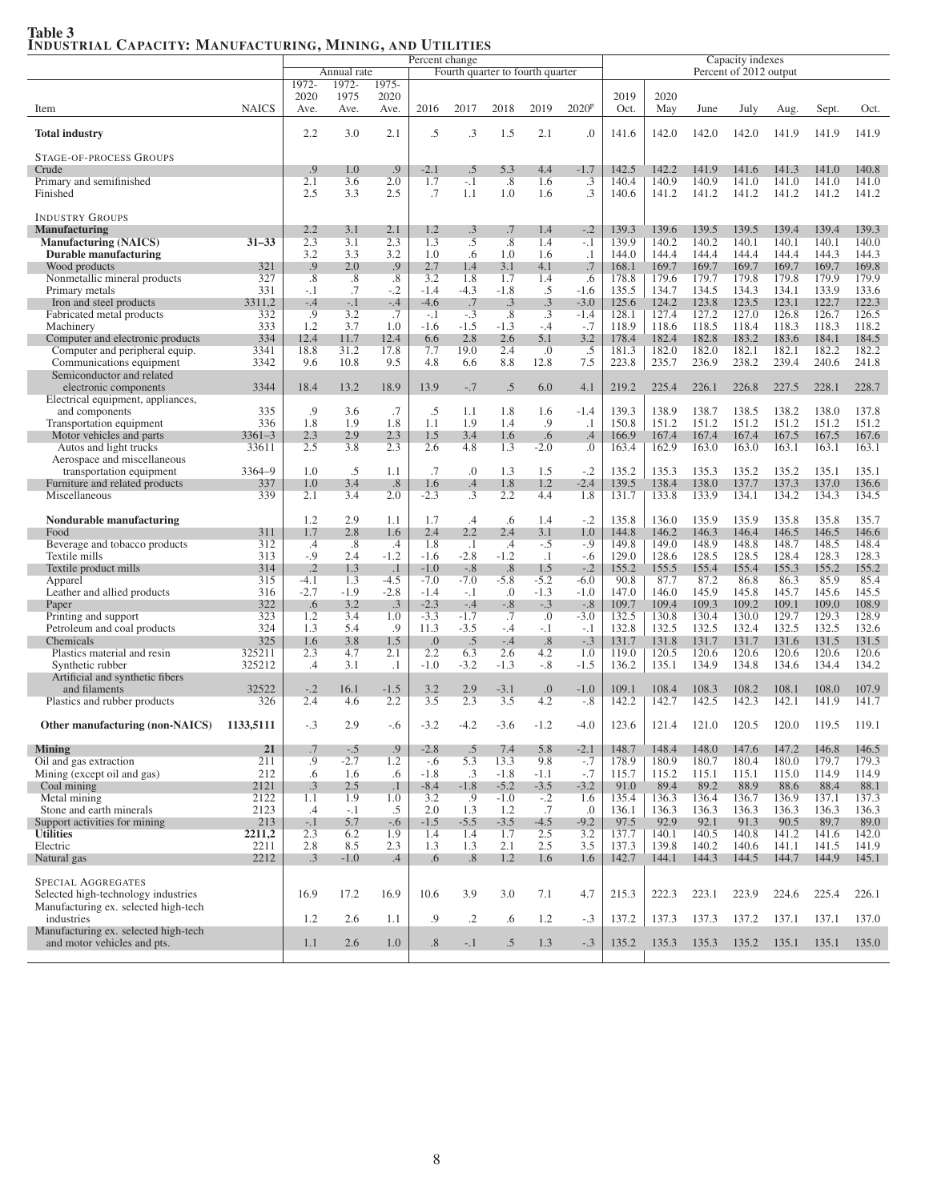**Table 3**
**Industrial Capacity: Manufacturing, Mining, and Utilities**

| Item | NAICS | Percent change | | | | | | | | Capacity indexes | | | | | | |
|---|---|---|---|---|---|---|---|---|---|---|---|---|---|---|---|---|
| | | Annual rate | | | Fourth quarter to fourth quarter | | | | | Percent of 2012 output | | | | | | |
| | | 1972-2020 Ave. | 1972-1975 Ave. | 1975-2020 Ave. | 2016 | 2017 | 2018 | 2019 | 2020p | 2019 Oct. | 2020 May | June | July | Aug. | Sept. | Oct. |
| **Total industry** | | 2.2 | 3.0 | 2.1 | .5 | .3 | 1.5 | 2.1 | .0 | 141.6 | 142.0 | 142.0 | 142.0 | 141.9 | 141.9 | 141.9 |
| Stage-of-process Groups | | | | | | | | | | | | | | | | |
| Crude | | .9 | 1.0 | .9 | -2.1 | .5 | 5.3 | 4.4 | -1.7 | 142.5 | 142.2 | 141.9 | 141.6 | 141.3 | 141.0 | 140.8 |
| Primary and semifinished | | 2.1 | 3.6 | 2.0 | 1.7 | -.1 | .8 | 1.6 | .3 | 140.4 | 140.9 | 140.9 | 141.0 | 141.0 | 141.0 | 141.0 |
| Finished | | 2.5 | 3.3 | 2.5 | .7 | 1.1 | 1.0 | 1.6 | .3 | 140.6 | 141.2 | 141.2 | 141.2 | 141.2 | 141.2 | 141.2 |
| Industry Groups | | | | | | | | | | | | | | | | |
| **Manufacturing** | | 2.2 | 3.1 | 2.1 | 1.2 | .3 | .7 | 1.4 | -.2 | 139.3 | 139.6 | 139.5 | 139.5 | 139.4 | 139.4 | 139.3 |
| **Manufacturing (NAICS)** | **31–33** | 2.3 | 3.1 | 2.3 | 1.3 | .5 | .8 | 1.4 | -.1 | 139.9 | 140.2 | 140.2 | 140.1 | 140.1 | 140.1 | 140.0 |
| **Durable manufacturing** | | 3.2 | 3.3 | 3.2 | 1.0 | .6 | 1.0 | 1.6 | .1 | 144.0 | 144.4 | 144.4 | 144.4 | 144.4 | 144.3 | 144.3 |
| Wood products | 321 | .9 | 2.0 | .9 | 2.7 | 1.4 | 3.1 | 4.1 | .7 | 168.1 | 169.7 | 169.7 | 169.7 | 169.7 | 169.7 | 169.8 |
| Nonmetallic mineral products | 327 | .8 | .8 | .8 | 3.2 | 1.8 | 1.7 | 1.4 | .6 | 178.8 | 179.6 | 179.7 | 179.8 | 179.8 | 179.9 | 179.9 |
| Primary metals | 331 | -.1 | .7 | -.2 | -1.4 | -4.3 | -1.8 | .5 | -1.6 | 135.5 | 134.7 | 134.5 | 134.3 | 134.1 | 133.9 | 133.6 |
| Iron and steel products | 3311,2 | -.4 | -.1 | -.4 | -4.6 | .7 | .3 | .3 | -3.0 | 125.6 | 124.2 | 123.8 | 123.5 | 123.1 | 122.7 | 122.3 |
| Fabricated metal products | 332 | .9 | 3.2 | .7 | -.1 | -.3 | .8 | .3 | -1.4 | 128.1 | 127.4 | 127.2 | 127.0 | 126.8 | 126.7 | 126.5 |
| Machinery | 333 | 1.2 | 3.7 | 1.0 | -1.6 | -1.5 | -1.3 | -.4 | -.7 | 118.9 | 118.6 | 118.5 | 118.4 | 118.3 | 118.3 | 118.2 |
| Computer and electronic products | 334 | 12.4 | 11.7 | 12.4 | 6.6 | 2.8 | 2.6 | 5.1 | 3.2 | 178.4 | 182.4 | 182.8 | 183.2 | 183.6 | 184.1 | 184.5 |
| Computer and peripheral equip. | 3341 | 18.8 | 31.2 | 17.8 | 7.7 | 19.0 | 2.4 | .0 | .5 | 181.3 | 182.0 | 182.0 | 182.1 | 182.1 | 182.2 | 182.2 |
| Communications equipment | 3342 | 9.6 | 10.8 | 9.5 | 4.8 | 6.6 | 8.8 | 12.8 | 7.5 | 223.8 | 235.7 | 236.9 | 238.2 | 239.4 | 240.6 | 241.8 |
| Semiconductor and related electronic components | 3344 | 18.4 | 13.2 | 18.9 | 13.9 | -.7 | .5 | 6.0 | 4.1 | 219.2 | 225.4 | 226.1 | 226.8 | 227.5 | 228.1 | 228.7 |
| Electrical equipment, appliances, and components | 335 | .9 | 3.6 | .7 | .5 | 1.1 | 1.8 | 1.6 | -1.4 | 139.3 | 138.9 | 138.7 | 138.5 | 138.2 | 138.0 | 137.8 |
| Transportation equipment | 336 | 1.8 | 1.9 | 1.8 | 1.1 | 1.9 | 1.4 | .9 | .1 | 150.8 | 151.2 | 151.2 | 151.2 | 151.2 | 151.2 | 151.2 |
| Motor vehicles and parts | 3361–3 | 2.3 | 2.9 | 2.3 | 1.5 | 3.4 | 1.6 | .6 | .4 | 166.9 | 167.4 | 167.4 | 167.4 | 167.5 | 167.5 | 167.6 |
| Autos and light trucks | 33611 | 2.5 | 3.8 | 2.3 | 2.6 | 4.8 | 1.3 | -2.0 | .0 | 163.4 | 162.9 | 163.0 | 163.0 | 163.1 | 163.1 | 163.1 |
| Aerospace and miscellaneous transportation equipment | 3364–9 | 1.0 | .5 | 1.1 | .7 | .0 | 1.3 | 1.5 | -.2 | 135.2 | 135.3 | 135.3 | 135.2 | 135.2 | 135.1 | 135.1 |
| Furniture and related products | 337 | 1.0 | 3.4 | .8 | 1.6 | .4 | 1.8 | 1.2 | -2.4 | 139.5 | 138.4 | 138.0 | 137.7 | 137.3 | 137.0 | 136.6 |
| Miscellaneous | 339 | 2.1 | 3.4 | 2.0 | -2.3 | .3 | 2.2 | 4.4 | 1.8 | 131.7 | 133.8 | 133.9 | 134.1 | 134.2 | 134.3 | 134.5 |
| **Nondurable manufacturing** | | 1.2 | 2.9 | 1.1 | 1.7 | .4 | .6 | 1.4 | -.2 | 135.8 | 136.0 | 135.9 | 135.9 | 135.8 | 135.8 | 135.7 |
| Food | 311 | 1.7 | 2.8 | 1.6 | 2.4 | 2.2 | 2.4 | 3.1 | 1.0 | 144.8 | 146.2 | 146.3 | 146.4 | 146.5 | 146.5 | 146.6 |
| Beverage and tobacco products | 312 | .4 | .8 | .4 | 1.8 | .1 | .4 | -.5 | -.9 | 149.8 | 149.0 | 148.9 | 148.8 | 148.7 | 148.5 | 148.4 |
| Textile mills | 313 | -.9 | 2.4 | -1.2 | -1.6 | -2.8 | -1.2 | .1 | -.6 | 129.0 | 128.6 | 128.5 | 128.5 | 128.4 | 128.3 | 128.3 |
| Textile product mills | 314 | .2 | 1.3 | .1 | -1.0 | -.8 | .8 | 1.5 | -.2 | 155.2 | 155.5 | 155.4 | 155.4 | 155.3 | 155.2 | 155.2 |
| Apparel | 315 | -4.1 | 1.3 | -4.5 | -7.0 | -7.0 | -5.8 | -5.2 | -6.0 | 90.8 | 87.7 | 87.2 | 86.8 | 86.3 | 85.9 | 85.4 |
| Leather and allied products | 316 | -2.7 | -1.9 | -2.8 | -1.4 | -.1 | .0 | -1.3 | -1.0 | 147.0 | 146.0 | 145.9 | 145.8 | 145.7 | 145.6 | 145.5 |
| Paper | 322 | .6 | 3.2 | .3 | -2.3 | -.4 | -.8 | -.3 | -.8 | 109.7 | 109.4 | 109.3 | 109.2 | 109.1 | 109.0 | 108.9 |
| Printing and support | 323 | 1.2 | 3.4 | 1.0 | -3.3 | -1.7 | .7 | .0 | -3.0 | 132.5 | 130.8 | 130.4 | 130.0 | 129.7 | 129.3 | 128.9 |
| Petroleum and coal products | 324 | 1.3 | 5.4 | .9 | 11.3 | -3.5 | -.4 | -.1 | -.1 | 132.8 | 132.5 | 132.5 | 132.4 | 132.5 | 132.5 | 132.6 |
| Chemicals | 325 | 1.6 | 3.8 | 1.5 | .0 | .5 | -.4 | .8 | -.3 | 131.7 | 131.8 | 131.7 | 131.7 | 131.6 | 131.5 | 131.5 |
| Plastics material and resin | 325211 | 2.3 | 4.7 | 2.1 | 2.2 | 6.3 | 2.6 | 4.2 | 1.0 | 119.0 | 120.5 | 120.6 | 120.6 | 120.6 | 120.6 | 120.6 |
| Synthetic rubber | 325212 | .4 | 3.1 | .1 | -1.0 | -3.2 | -1.3 | -.8 | -1.5 | 136.2 | 135.1 | 134.9 | 134.8 | 134.6 | 134.4 | 134.2 |
| Artificial and synthetic fibers and filaments | 32522 | -.2 | 16.1 | -1.5 | 3.2 | 2.9 | -3.1 | .0 | -1.0 | 109.1 | 108.4 | 108.3 | 108.2 | 108.1 | 108.0 | 107.9 |
| Plastics and rubber products | 326 | 2.4 | 4.6 | 2.2 | 3.5 | 2.3 | 3.5 | 4.2 | -.8 | 142.2 | 142.7 | 142.5 | 142.3 | 142.1 | 141.9 | 141.7 |
| **Other manufacturing (non-NAICS)** | **1133,5111** | -.3 | 2.9 | -.6 | -3.2 | -4.2 | -3.6 | -1.2 | -4.0 | 123.6 | 121.4 | 121.0 | 120.5 | 120.0 | 119.5 | 119.1 |
| **Mining** | **21** | .7 | -.5 | .9 | -2.8 | .5 | 7.4 | 5.8 | -2.1 | 148.7 | 148.4 | 148.0 | 147.6 | 147.2 | 146.8 | 146.5 |
| Oil and gas extraction | 211 | .9 | -2.7 | 1.2 | -.6 | 5.3 | 13.3 | 9.8 | -.7 | 178.9 | 180.9 | 180.7 | 180.4 | 180.0 | 179.7 | 179.3 |
| Mining (except oil and gas) | 212 | .6 | 1.6 | .6 | -1.8 | .3 | -1.8 | -1.1 | -.7 | 115.7 | 115.2 | 115.1 | 115.1 | 115.0 | 114.9 | 114.9 |
| Coal mining | 2121 | .3 | 2.5 | .1 | -8.4 | -1.8 | -5.2 | -3.5 | -3.2 | 91.0 | 89.4 | 89.2 | 88.9 | 88.6 | 88.4 | 88.1 |
| Metal mining | 2122 | 1.1 | 1.9 | 1.0 | 3.2 | .9 | -1.0 | -.2 | 1.6 | 135.4 | 136.3 | 136.4 | 136.7 | 136.9 | 137.1 | 137.3 |
| Stone and earth minerals | 2123 | .4 | -.1 | .5 | 2.0 | 1.3 | 1.2 | .7 | .0 | 136.1 | 136.3 | 136.3 | 136.3 | 136.3 | 136.3 | 136.3 |
| Support activities for mining | 213 | -.1 | 5.7 | -.6 | -1.5 | -5.5 | -3.5 | -4.5 | -9.2 | 97.5 | 92.9 | 92.1 | 91.3 | 90.5 | 89.7 | 89.0 |
| **Utilities** | **2211,2** | 2.3 | 6.2 | 1.9 | 1.4 | 1.4 | 1.7 | 2.5 | 3.2 | 137.7 | 140.1 | 140.5 | 140.8 | 141.2 | 141.6 | 142.0 |
| Electric | 2211 | 2.8 | 8.5 | 2.3 | 1.3 | 1.3 | 2.1 | 2.5 | 3.5 | 137.3 | 139.8 | 140.2 | 140.6 | 141.1 | 141.5 | 141.9 |
| Natural gas | 2212 | .3 | -1.0 | .4 | .6 | .8 | 1.2 | 1.6 | 1.6 | 142.7 | 144.1 | 144.3 | 144.5 | 144.7 | 144.9 | 145.1 |
| Special Aggregates | | | | | | | | | | | | | | | | |
| Selected high-technology industries | | 16.9 | 17.2 | 16.9 | 10.6 | 3.9 | 3.0 | 7.1 | 4.7 | 215.3 | 222.3 | 223.1 | 223.9 | 224.6 | 225.4 | 226.1 |
| Manufacturing ex. selected high-tech industries | | 1.2 | 2.6 | 1.1 | .9 | .2 | .6 | 1.2 | -.3 | 137.2 | 137.3 | 137.3 | 137.2 | 137.1 | 137.1 | 137.0 |
| Manufacturing ex. selected high-tech and motor vehicles and pts. | | 1.1 | 2.6 | 1.0 | .8 | -.1 | .5 | 1.3 | -.3 | 135.2 | 135.3 | 135.3 | 135.2 | 135.1 | 135.1 | 135.0 |